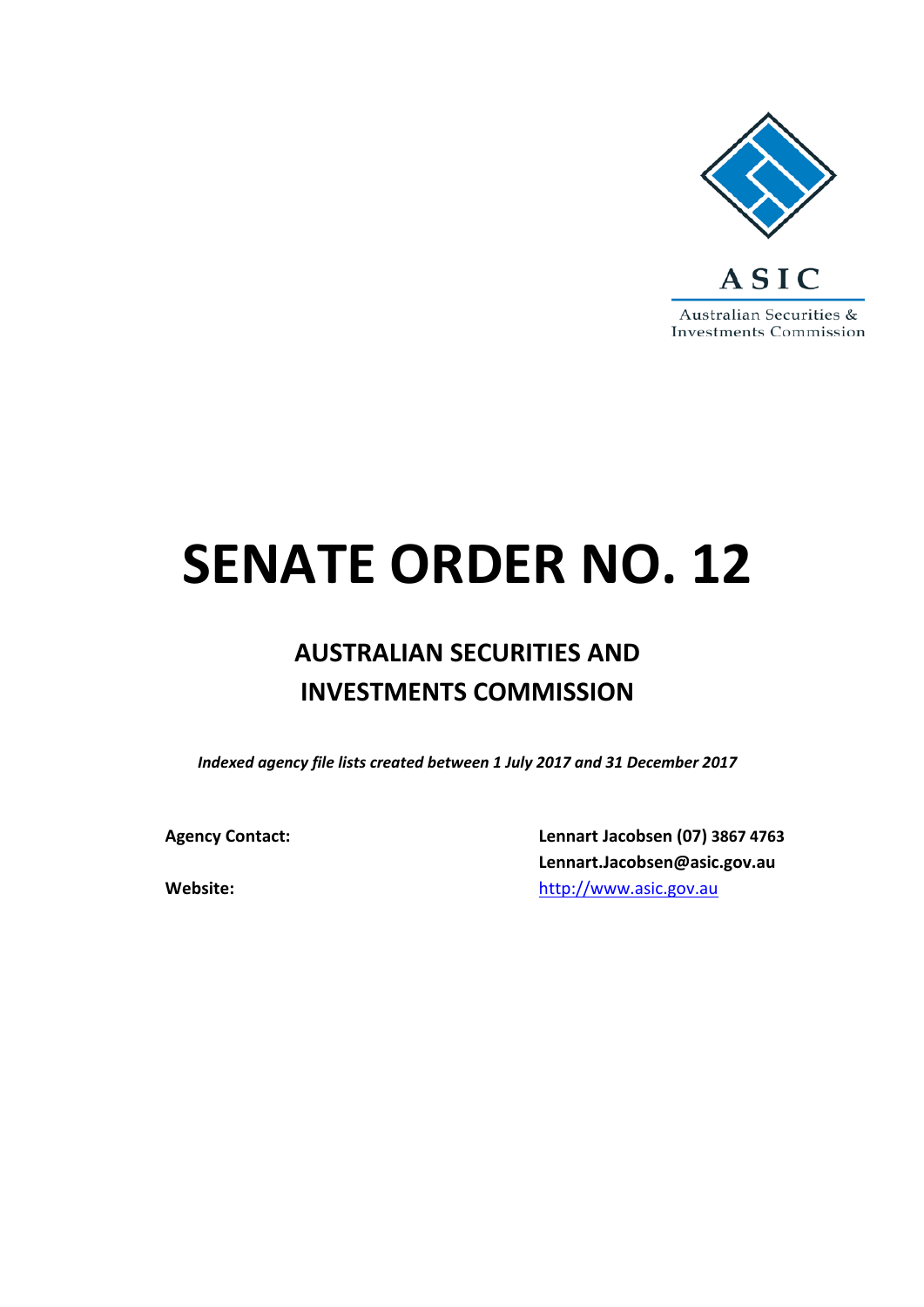ASIC

Australian Securities & Investments Commission

# SENATE ORDER NO. 12

## AUSTRALIAN SECURITIES AND INVESTMENTS COMMISSION

*Indexed agency file lists created between 1 July 2017 and 31 December 2017*

**Agency Contact:** **Lennart Jacobsen (07) 3867 4763**
**Lennart.Jacobsen@asic.gov.au**

**Website:** http://www.asic.gov.au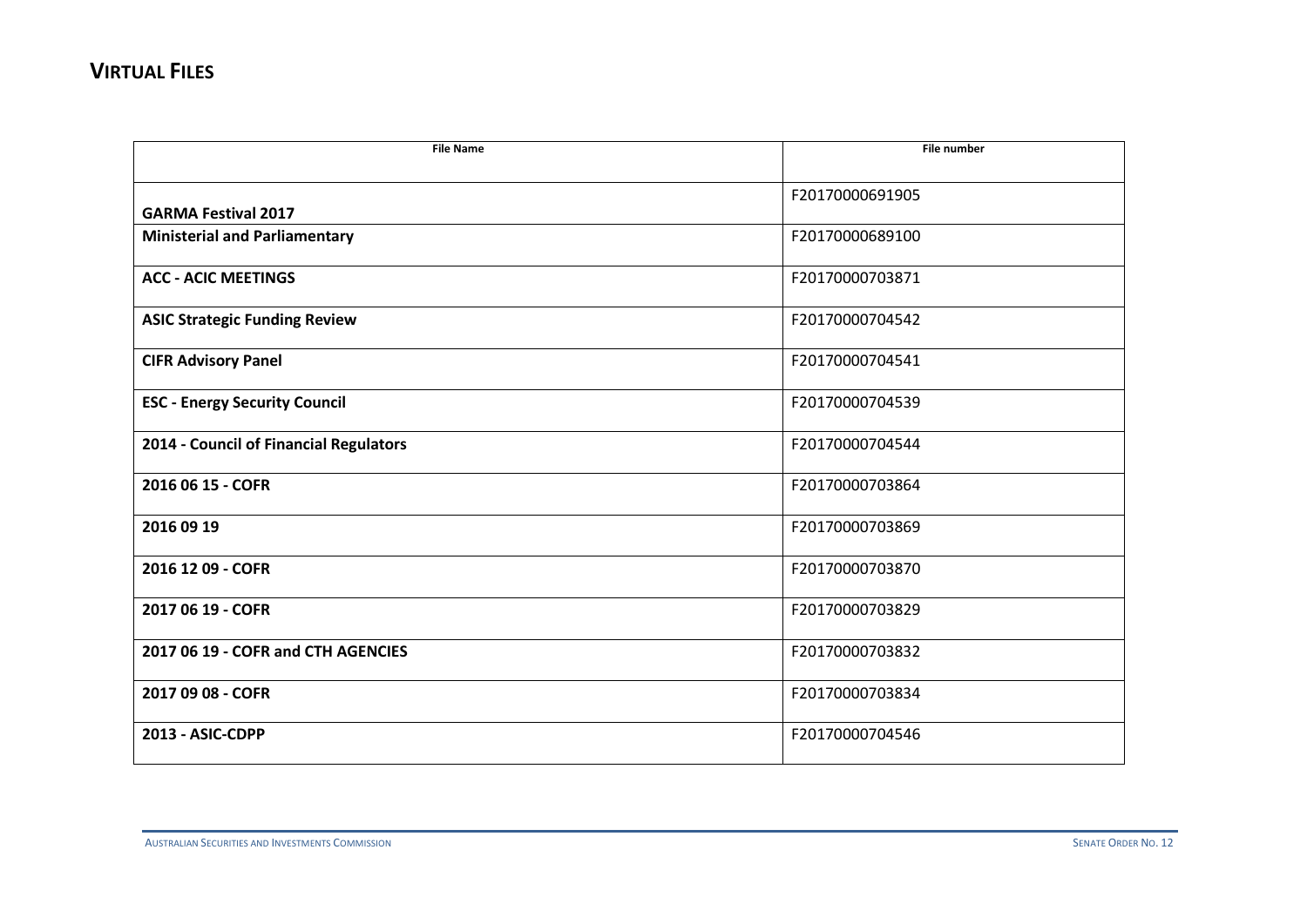# VIRTUAL FILES

| File Name | File number |
| --- | --- |
| **GARMA Festival 2017** | F20170000691905 |
| **Ministerial and Parliamentary** | F20170000689100 |
| **ACC - ACIC MEETINGS** | F20170000703871 |
| **ASIC Strategic Funding Review** | F20170000704542 |
| **CIFR Advisory Panel** | F20170000704541 |
| **ESC - Energy Security Council** | F20170000704539 |
| **2014 - Council of Financial Regulators** | F20170000704544 |
| **2016 06 15 - COFR** | F20170000703864 |
| **2016 09 19** | F20170000703869 |
| **2016 12 09 - COFR** | F20170000703870 |
| **2017 06 19 - COFR** | F20170000703829 |
| **2017 06 19 - COFR and CTH AGENCIES** | F20170000703832 |
| **2017 09 08 - COFR** | F20170000703834 |
| **2013 - ASIC-CDPP** | F20170000704546 |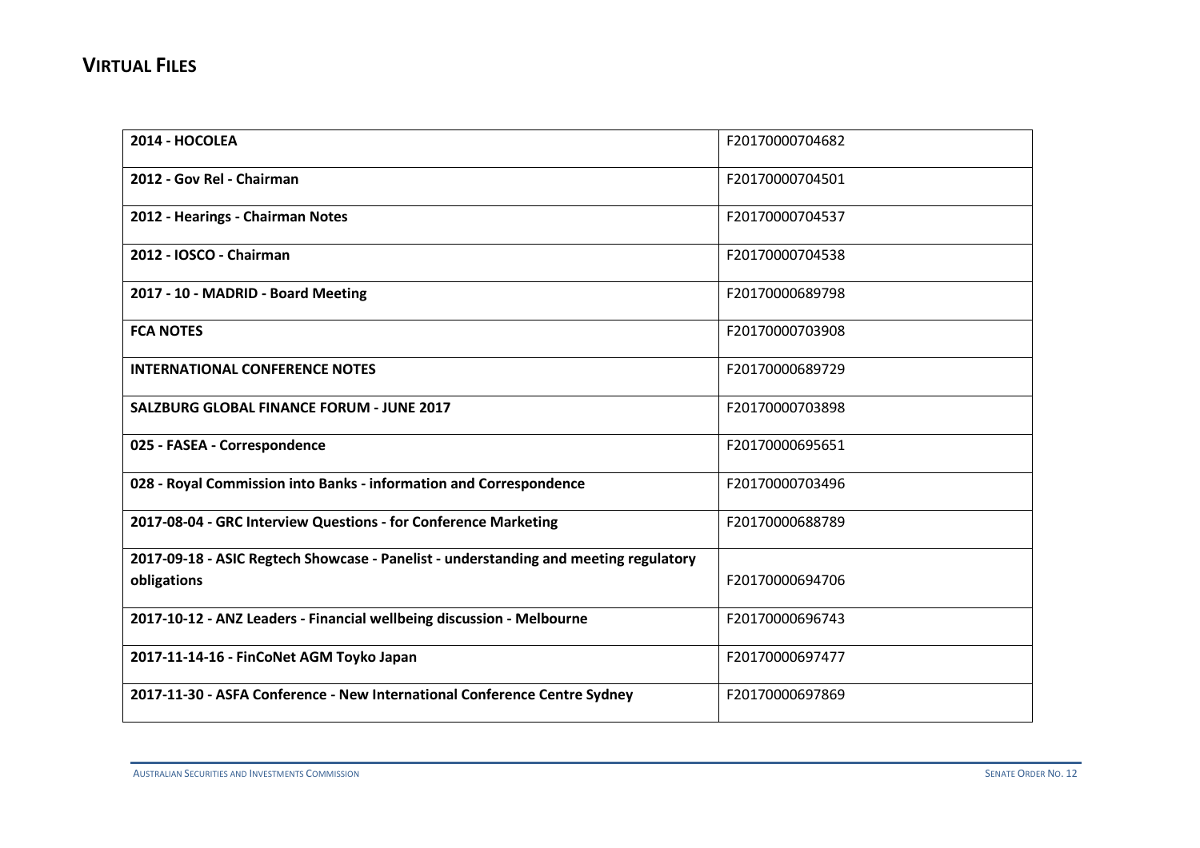## VIRTUAL FILES

| | |
|---|---|
| **2014 - HOCOLEA** | F20170000704682 |
| **2012 - Gov Rel - Chairman** | F20170000704501 |
| **2012 - Hearings - Chairman Notes** | F20170000704537 |
| **2012 - IOSCO - Chairman** | F20170000704538 |
| **2017 - 10 - MADRID - Board Meeting** | F20170000689798 |
| **FCA NOTES** | F20170000703908 |
| **INTERNATIONAL CONFERENCE NOTES** | F20170000689729 |
| **SALZBURG GLOBAL FINANCE FORUM - JUNE 2017** | F20170000703898 |
| **025 - FASEA - Correspondence** | F20170000695651 |
| **028 - Royal Commission into Banks - information and Correspondence** | F20170000703496 |
| **2017-08-04 - GRC Interview Questions - for Conference Marketing** | F20170000688789 |
| **2017-09-18 - ASIC Regtech Showcase - Panelist - understanding and meeting regulatory obligations** | F20170000694706 |
| **2017-10-12 - ANZ Leaders - Financial wellbeing discussion - Melbourne** | F20170000696743 |
| **2017-11-14-16 - FinCoNet AGM Toyko Japan** | F20170000697477 |
| **2017-11-30 - ASFA Conference - New International Conference Centre Sydney** | F20170000697869 |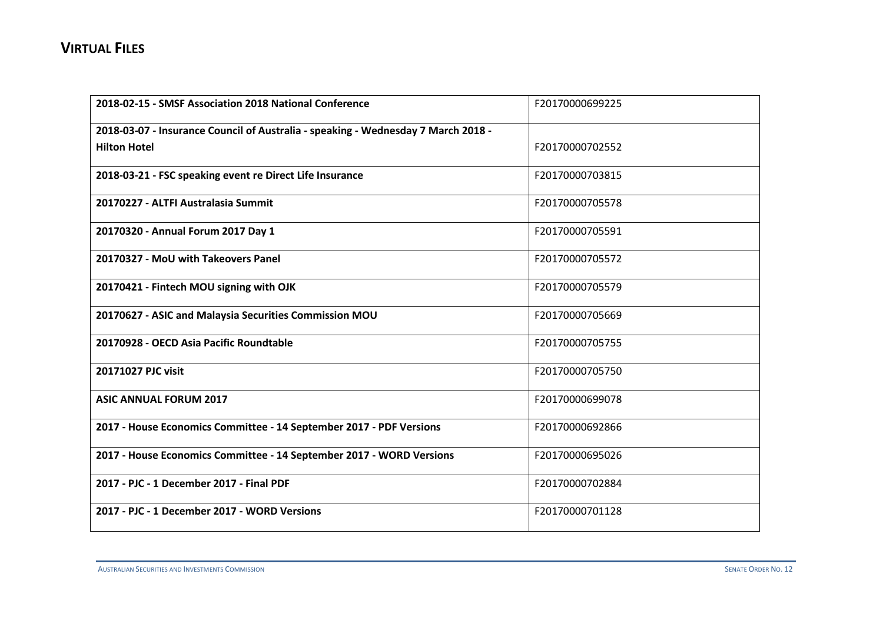## VIRTUAL FILES

| | |
|---|---|
| **2018-02-15 - SMSF Association 2018 National Conference** | F20170000699225 |
| **2018-03-07 - Insurance Council of Australia - speaking - Wednesday 7 March 2018 - Hilton Hotel** | F20170000702552 |
| **2018-03-21 - FSC speaking event re Direct Life Insurance** | F20170000703815 |
| **20170227 - ALTFI Australasia Summit** | F20170000705578 |
| **20170320 - Annual Forum 2017 Day 1** | F20170000705591 |
| **20170327 - MoU with Takeovers Panel** | F20170000705572 |
| **20170421 - Fintech MOU signing with OJK** | F20170000705579 |
| **20170627 - ASIC and Malaysia Securities Commission MOU** | F20170000705669 |
| **20170928 - OECD Asia Pacific Roundtable** | F20170000705755 |
| **20171027 PJC visit** | F20170000705750 |
| **ASIC ANNUAL FORUM 2017** | F20170000699078 |
| **2017 - House Economics Committee - 14 September 2017 - PDF Versions** | F20170000692866 |
| **2017 - House Economics Committee - 14 September 2017 - WORD Versions** | F20170000695026 |
| **2017 - PJC - 1 December 2017 - Final PDF** | F20170000702884 |
| **2017 - PJC - 1 December 2017 - WORD Versions** | F20170000701128 |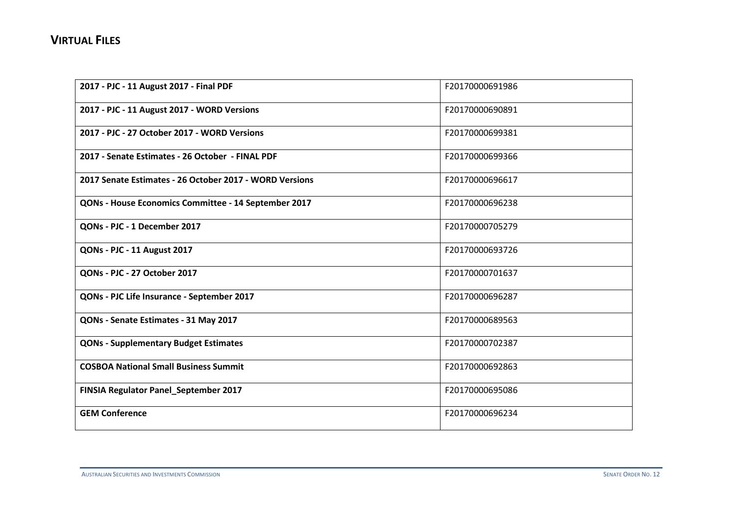## VIRTUAL FILES

| | |
|---|---|
| **2017 - PJC - 11 August 2017 - Final PDF** | F20170000691986 |
| **2017 - PJC - 11 August 2017 - WORD Versions** | F20170000690891 |
| **2017 - PJC - 27 October 2017 - WORD Versions** | F20170000699381 |
| **2017 - Senate Estimates - 26 October - FINAL PDF** | F20170000699366 |
| **2017 Senate Estimates - 26 October 2017 - WORD Versions** | F20170000696617 |
| **QONs - House Economics Committee - 14 September 2017** | F20170000696238 |
| **QONs - PJC - 1 December 2017** | F20170000705279 |
| **QONs - PJC - 11 August 2017** | F20170000693726 |
| **QONs - PJC - 27 October 2017** | F20170000701637 |
| **QONs - PJC Life Insurance - September 2017** | F20170000696287 |
| **QONs - Senate Estimates - 31 May 2017** | F20170000689563 |
| **QONs - Supplementary Budget Estimates** | F20170000702387 |
| **COSBOA National Small Business Summit** | F20170000692863 |
| **FINSIA Regulator Panel_September 2017** | F20170000695086 |
| **GEM Conference** | F20170000696234 |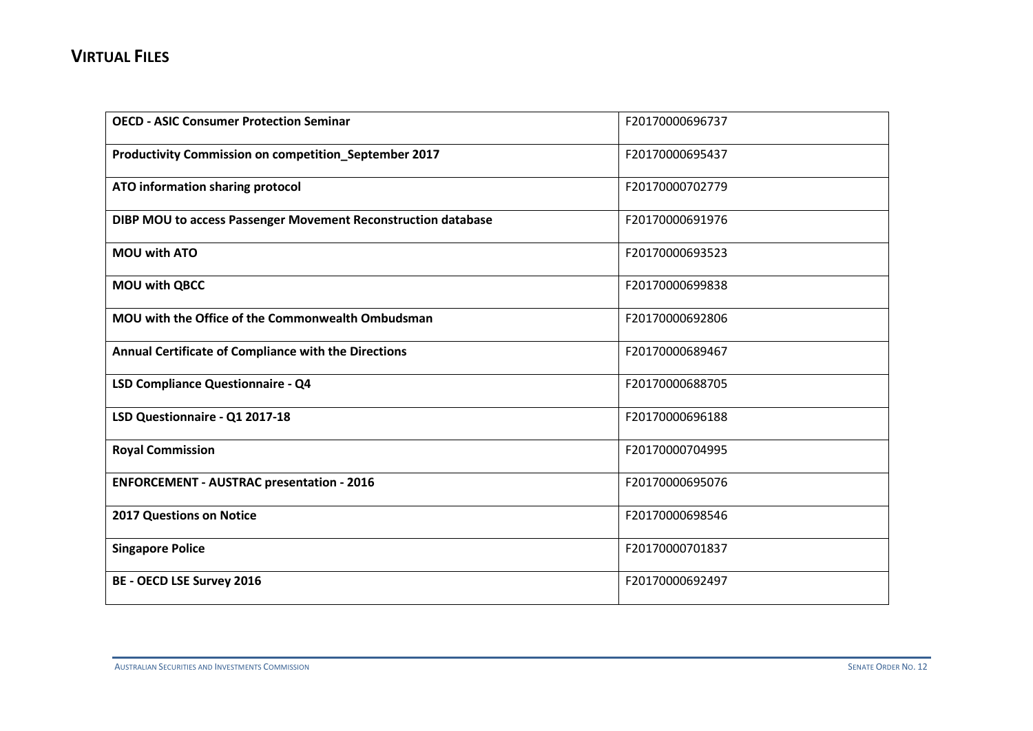## VIRTUAL FILES

| | |
|---|---|
| **OECD - ASIC Consumer Protection Seminar** | F20170000696737 |
| **Productivity Commission on competition_September 2017** | F20170000695437 |
| **ATO information sharing protocol** | F20170000702779 |
| **DIBP MOU to access Passenger Movement Reconstruction database** | F20170000691976 |
| **MOU with ATO** | F20170000693523 |
| **MOU with QBCC** | F20170000699838 |
| **MOU with the Office of the Commonwealth Ombudsman** | F20170000692806 |
| **Annual Certificate of Compliance with the Directions** | F20170000689467 |
| **LSD Compliance Questionnaire - Q4** | F20170000688705 |
| **LSD Questionnaire - Q1 2017-18** | F20170000696188 |
| **Royal Commission** | F20170000704995 |
| **ENFORCEMENT - AUSTRAC presentation - 2016** | F20170000695076 |
| **2017 Questions on Notice** | F20170000698546 |
| **Singapore Police** | F20170000701837 |
| **BE - OECD LSE Survey 2016** | F20170000692497 |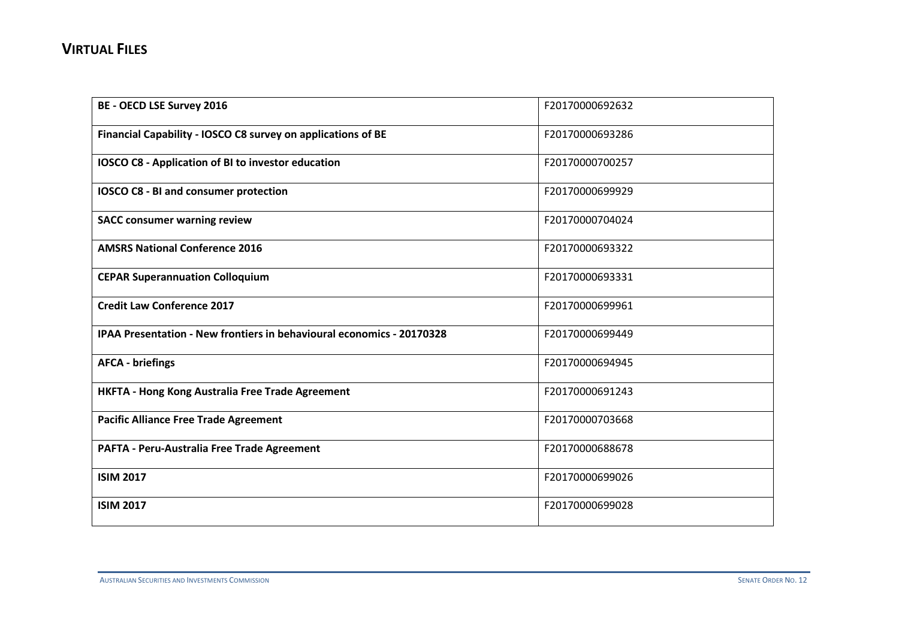## VIRTUAL FILES

| | |
|---|---|
| **BE - OECD LSE Survey 2016** | F20170000692632 |
| **Financial Capability - IOSCO C8 survey on applications of BE** | F20170000693286 |
| **IOSCO C8 - Application of BI to investor education** | F20170000700257 |
| **IOSCO C8 - BI and consumer protection** | F20170000699929 |
| **SACC consumer warning review** | F20170000704024 |
| **AMSRS National Conference 2016** | F20170000693322 |
| **CEPAR Superannuation Colloquium** | F20170000693331 |
| **Credit Law Conference 2017** | F20170000699961 |
| **IPAA Presentation - New frontiers in behavioural economics - 20170328** | F20170000699449 |
| **AFCA - briefings** | F20170000694945 |
| **HKFTA - Hong Kong Australia Free Trade Agreement** | F20170000691243 |
| **Pacific Alliance Free Trade Agreement** | F20170000703668 |
| **PAFTA - Peru-Australia Free Trade Agreement** | F20170000688678 |
| **ISIM 2017** | F20170000699026 |
| **ISIM 2017** | F20170000699028 |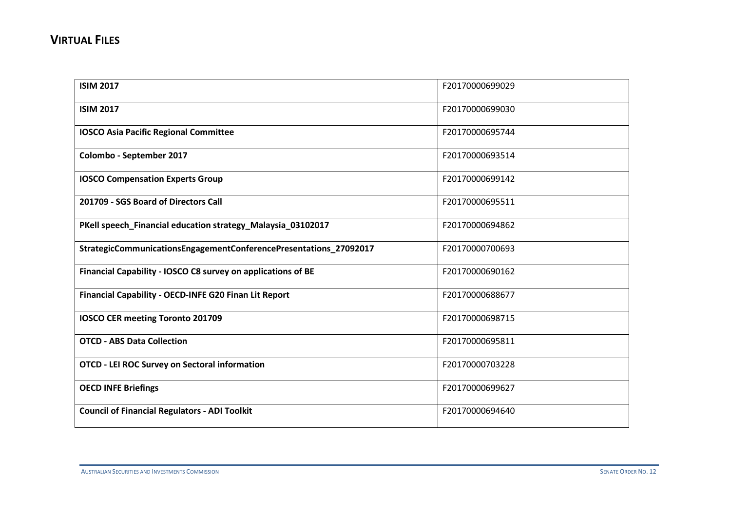## VIRTUAL FILES

| | |
|---|---|
| **ISIM 2017** | F20170000699029 |
| **ISIM 2017** | F20170000699030 |
| **IOSCO Asia Pacific Regional Committee** | F20170000695744 |
| **Colombo - September 2017** | F20170000693514 |
| **IOSCO Compensation Experts Group** | F20170000699142 |
| **201709 - SGS Board of Directors Call** | F20170000695511 |
| **PKell speech_Financial education strategy_Malaysia_03102017** | F20170000694862 |
| **StrategicCommunicationsEngagementConferencePresentations_27092017** | F20170000700693 |
| **Financial Capability - IOSCO C8 survey on applications of BE** | F20170000690162 |
| **Financial Capability - OECD-INFE G20 Finan Lit Report** | F20170000688677 |
| **IOSCO CER meeting Toronto 201709** | F20170000698715 |
| **OTCD - ABS Data Collection** | F20170000695811 |
| **OTCD - LEI ROC Survey on Sectoral information** | F20170000703228 |
| **OECD INFE Briefings** | F20170000699627 |
| **Council of Financial Regulators - ADI Toolkit** | F20170000694640 |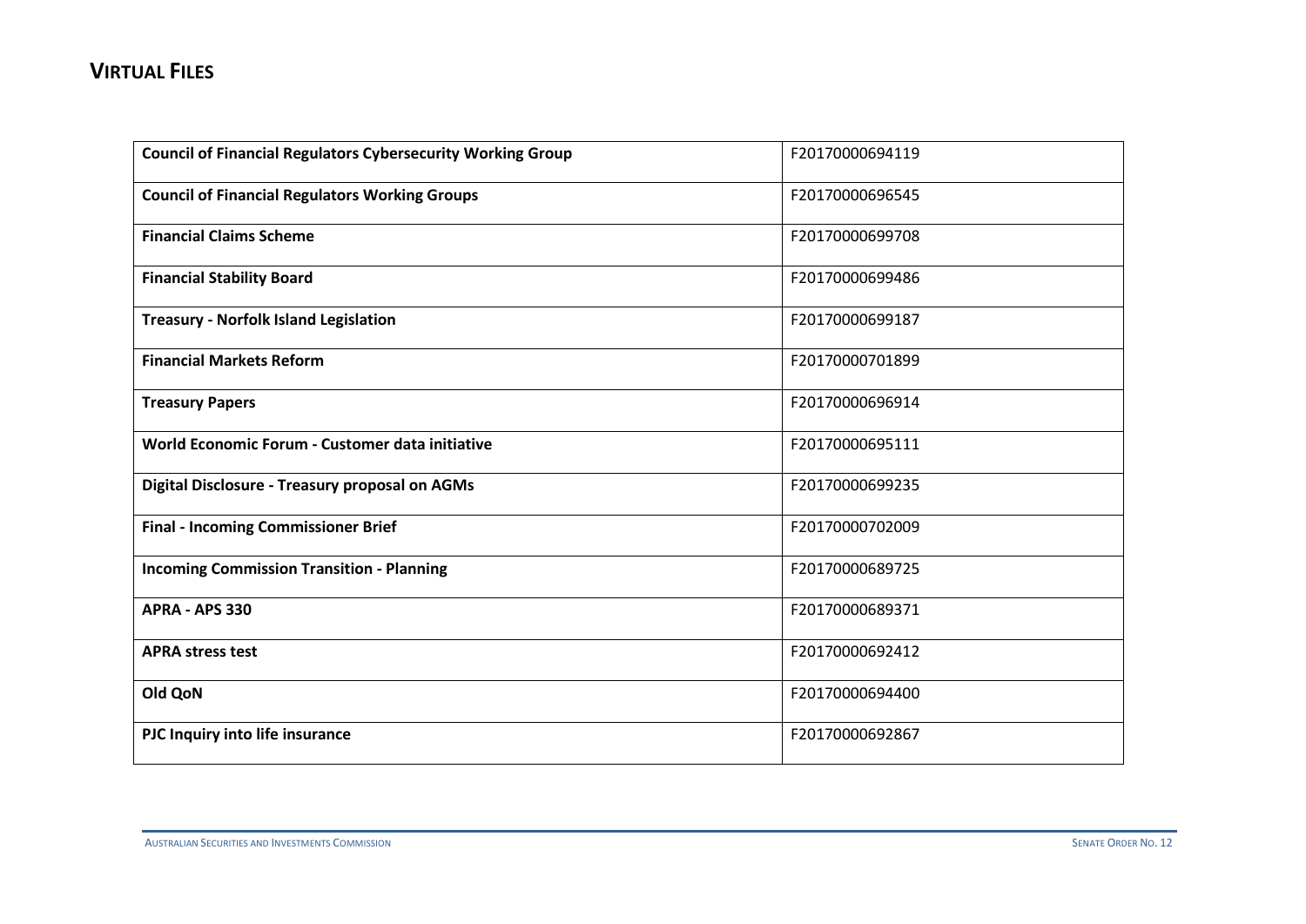# Virtual Files

| | |
|---|---|
| **Council of Financial Regulators Cybersecurity Working Group** | F20170000694119 |
| **Council of Financial Regulators Working Groups** | F20170000696545 |
| **Financial Claims Scheme** | F20170000699708 |
| **Financial Stability Board** | F20170000699486 |
| **Treasury - Norfolk Island Legislation** | F20170000699187 |
| **Financial Markets Reform** | F20170000701899 |
| **Treasury Papers** | F20170000696914 |
| **World Economic Forum - Customer data initiative** | F20170000695111 |
| **Digital Disclosure - Treasury proposal on AGMs** | F20170000699235 |
| **Final - Incoming Commissioner Brief** | F20170000702009 |
| **Incoming Commission Transition - Planning** | F20170000689725 |
| **APRA - APS 330** | F20170000689371 |
| **APRA stress test** | F20170000692412 |
| **Old QoN** | F20170000694400 |
| **PJC Inquiry into life insurance** | F20170000692867 |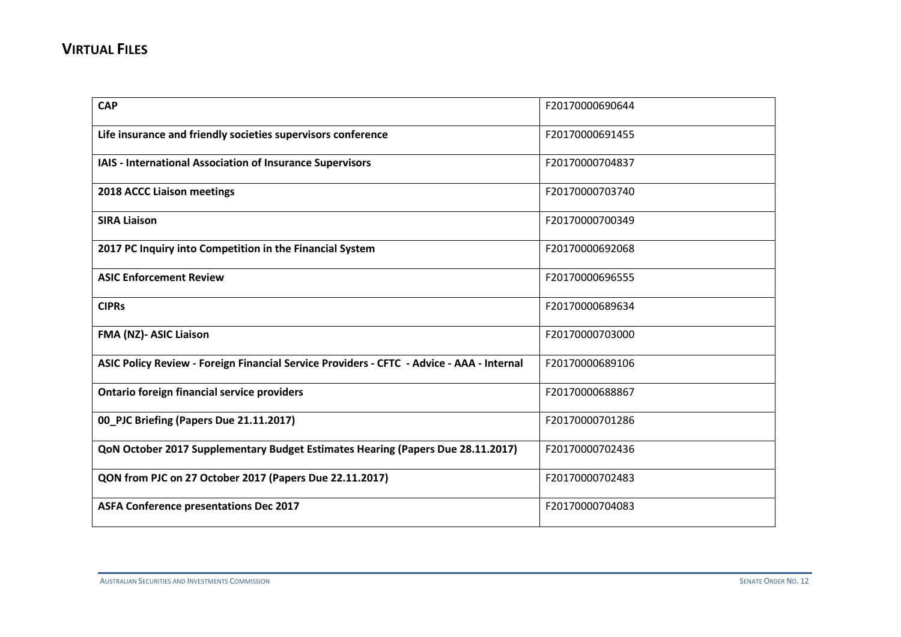## VIRTUAL FILES

| | |
|---|---|
| **CAP** | F20170000690644 |
| **Life insurance and friendly societies supervisors conference** | F20170000691455 |
| **IAIS - International Association of Insurance Supervisors** | F20170000704837 |
| **2018 ACCC Liaison meetings** | F20170000703740 |
| **SIRA Liaison** | F20170000700349 |
| **2017 PC Inquiry into Competition in the Financial System** | F20170000692068 |
| **ASIC Enforcement Review** | F20170000696555 |
| **CIPRs** | F20170000689634 |
| **FMA (NZ)- ASIC Liaison** | F20170000703000 |
| **ASIC Policy Review - Foreign Financial Service Providers - CFTC - Advice - AAA - Internal** | F20170000689106 |
| **Ontario foreign financial service providers** | F20170000688867 |
| **00_PJC Briefing (Papers Due 21.11.2017)** | F20170000701286 |
| **QoN October 2017 Supplementary Budget Estimates Hearing (Papers Due 28.11.2017)** | F20170000702436 |
| **QON from PJC on 27 October 2017 (Papers Due 22.11.2017)** | F20170000702483 |
| **ASFA Conference presentations Dec 2017** | F20170000704083 |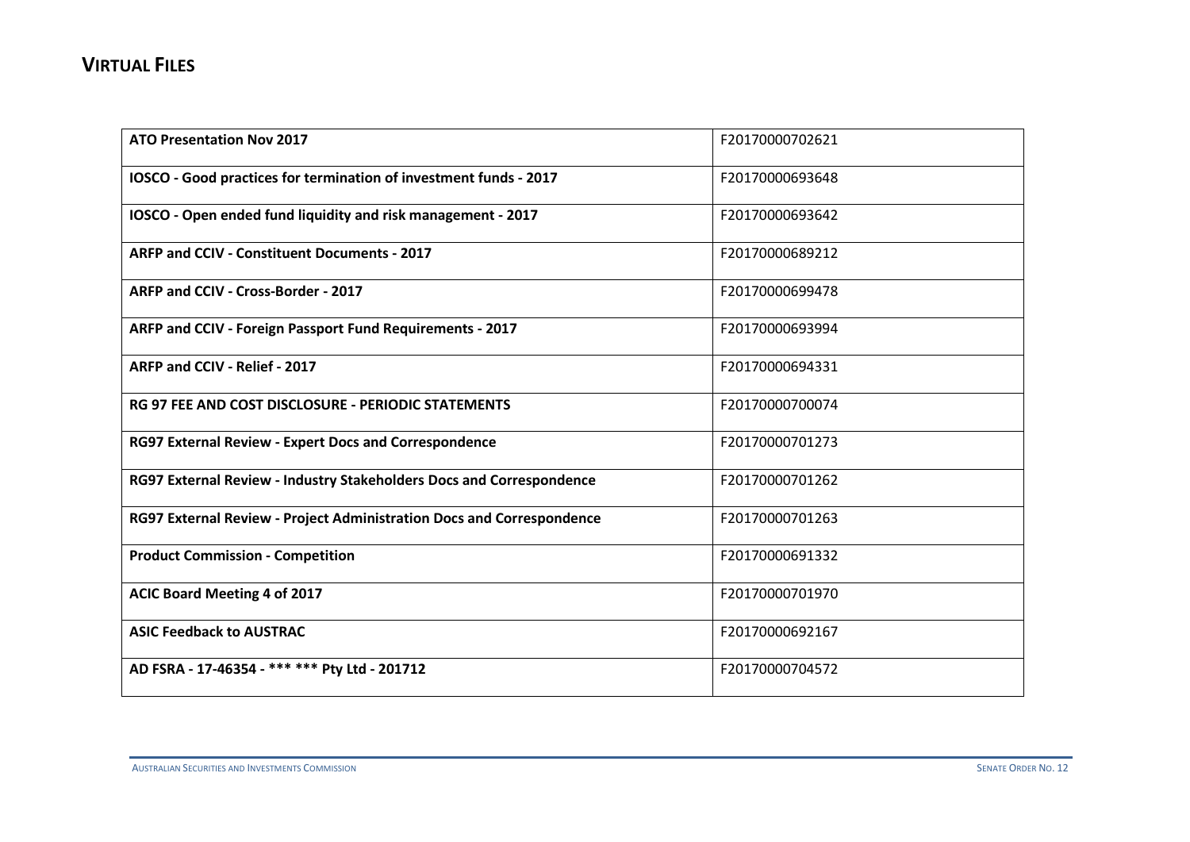## VIRTUAL FILES

| | |
|---|---|
| **ATO Presentation Nov 2017** | F20170000702621 |
| **IOSCO - Good practices for termination of investment funds - 2017** | F20170000693648 |
| **IOSCO - Open ended fund liquidity and risk management - 2017** | F20170000693642 |
| **ARFP and CCIV - Constituent Documents - 2017** | F20170000689212 |
| **ARFP and CCIV - Cross-Border - 2017** | F20170000699478 |
| **ARFP and CCIV - Foreign Passport Fund Requirements - 2017** | F20170000693994 |
| **ARFP and CCIV - Relief - 2017** | F20170000694331 |
| **RG 97 FEE AND COST DISCLOSURE - PERIODIC STATEMENTS** | F20170000700074 |
| **RG97 External Review - Expert Docs and Correspondence** | F20170000701273 |
| **RG97 External Review - Industry Stakeholders Docs and Correspondence** | F20170000701262 |
| **RG97 External Review - Project Administration Docs and Correspondence** | F20170000701263 |
| **Product Commission - Competition** | F20170000691332 |
| **ACIC Board Meeting 4 of 2017** | F20170000701970 |
| **ASIC Feedback to AUSTRAC** | F20170000692167 |
| **AD FSRA - 17-46354 - *** *** Pty Ltd - 201712** | F20170000704572 |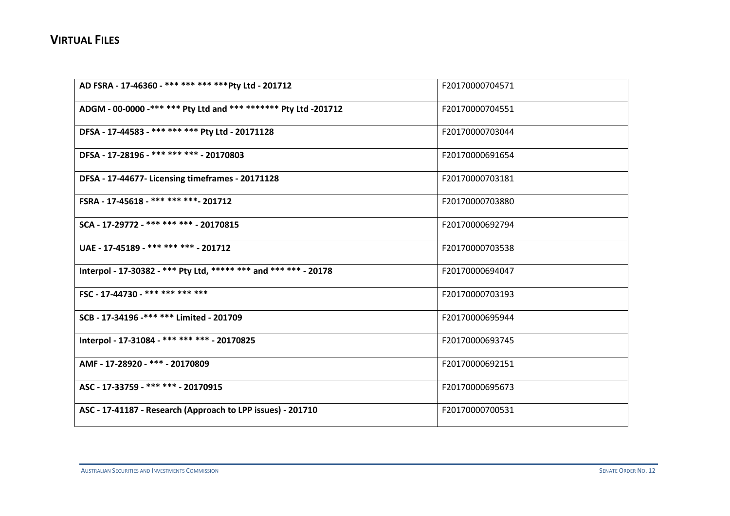## VIRTUAL FILES

| | |
|---|---|
| **AD FSRA - 17-46360 - *** *** *** ***Pty Ltd - 201712** | F20170000704571 |
| **ADGM - 00-0000 -*** *** Pty Ltd and *** ******* Pty Ltd -201712** | F20170000704551 |
| **DFSA - 17-44583 - *** *** *** Pty Ltd - 20171128** | F20170000703044 |
| **DFSA - 17-28196 - *** *** *** - 20170803** | F20170000691654 |
| **DFSA - 17-44677- Licensing timeframes - 20171128** | F20170000703181 |
| **FSRA - 17-45618 - *** *** ***- 201712** | F20170000703880 |
| **SCA - 17-29772 - *** *** *** - 20170815** | F20170000692794 |
| **UAE - 17-45189 - *** *** *** - 201712** | F20170000703538 |
| **Interpol - 17-30382 - *** Pty Ltd, ***** *** and *** *** - 20178** | F20170000694047 |
| **FSC - 17-44730 - *** *** *** *** ** | F20170000703193 |
| **SCB - 17-34196 -*** *** Limited - 201709** | F20170000695944 |
| **Interpol - 17-31084 - *** *** *** - 20170825** | F20170000693745 |
| **AMF - 17-28920 - *** - 20170809** | F20170000692151 |
| **ASC - 17-33759 - *** *** - 20170915** | F20170000695673 |
| **ASC - 17-41187 - Research (Approach to LPP issues) - 201710** | F20170000700531 |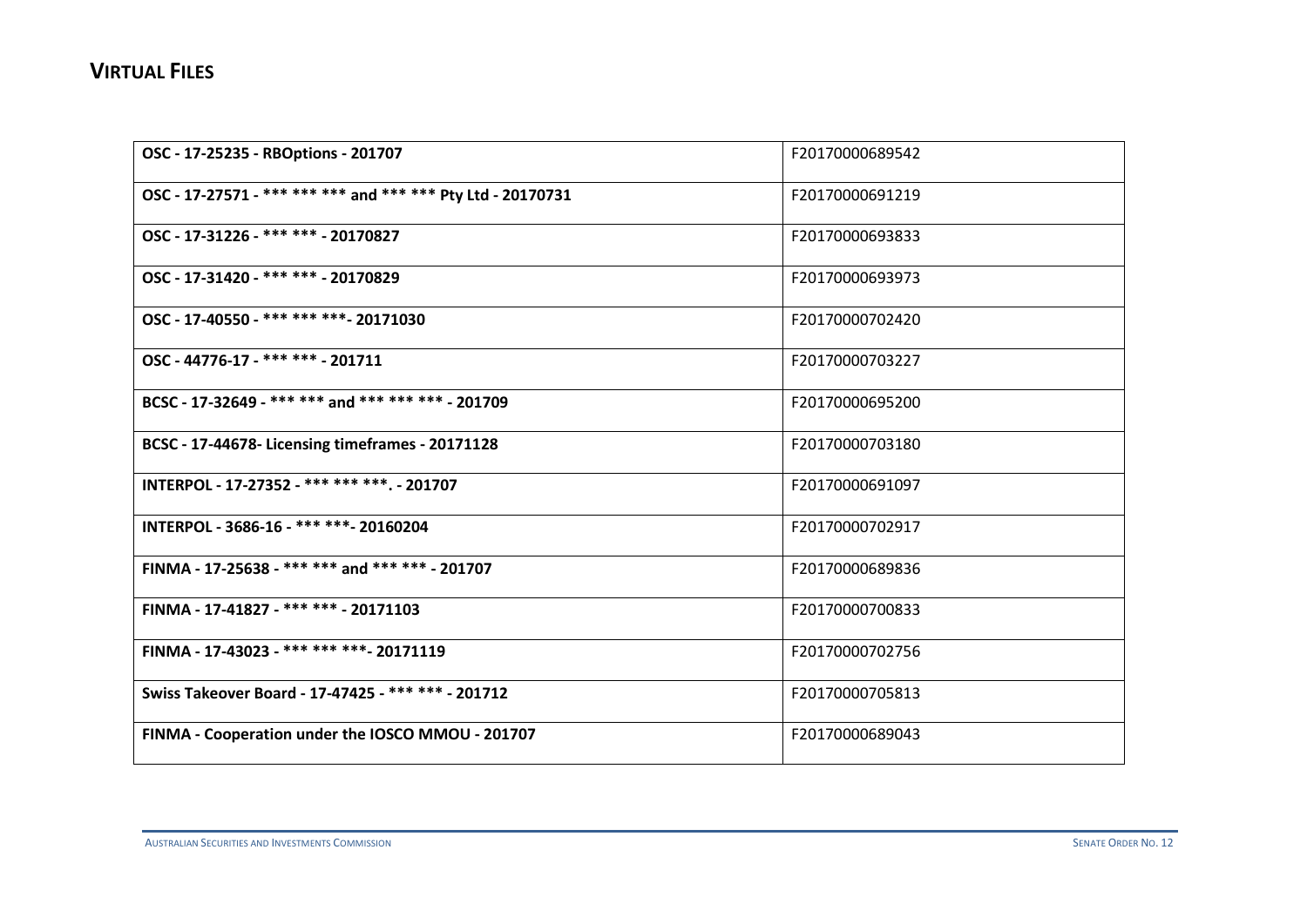## VIRTUAL FILES

| | |
|---|---|
| **OSC - 17-25235 - RBOptions - 201707** | F20170000689542 |
| **OSC - 17-27571 - *** *** *** and *** *** Pty Ltd - 20170731** | F20170000691219 |
| **OSC - 17-31226 - *** *** - 20170827** | F20170000693833 |
| **OSC - 17-31420 - *** *** - 20170829** | F20170000693973 |
| **OSC - 17-40550 - *** *** ***- 20171030** | F20170000702420 |
| **OSC - 44776-17 - *** *** - 201711** | F20170000703227 |
| **BCSC - 17-32649 - *** *** and *** *** *** - 201709** | F20170000695200 |
| **BCSC - 17-44678- Licensing timeframes - 20171128** | F20170000703180 |
| **INTERPOL - 17-27352 - *** *** ***. - 201707** | F20170000691097 |
| **INTERPOL - 3686-16 - *** ***- 20160204** | F20170000702917 |
| **FINMA - 17-25638 - *** *** and *** *** - 201707** | F20170000689836 |
| **FINMA - 17-41827 - *** *** - 20171103** | F20170000700833 |
| **FINMA - 17-43023 - *** *** ***- 20171119** | F20170000702756 |
| **Swiss Takeover Board - 17-47425 - *** *** - 201712** | F20170000705813 |
| **FINMA - Cooperation under the IOSCO MMOU - 201707** | F20170000689043 |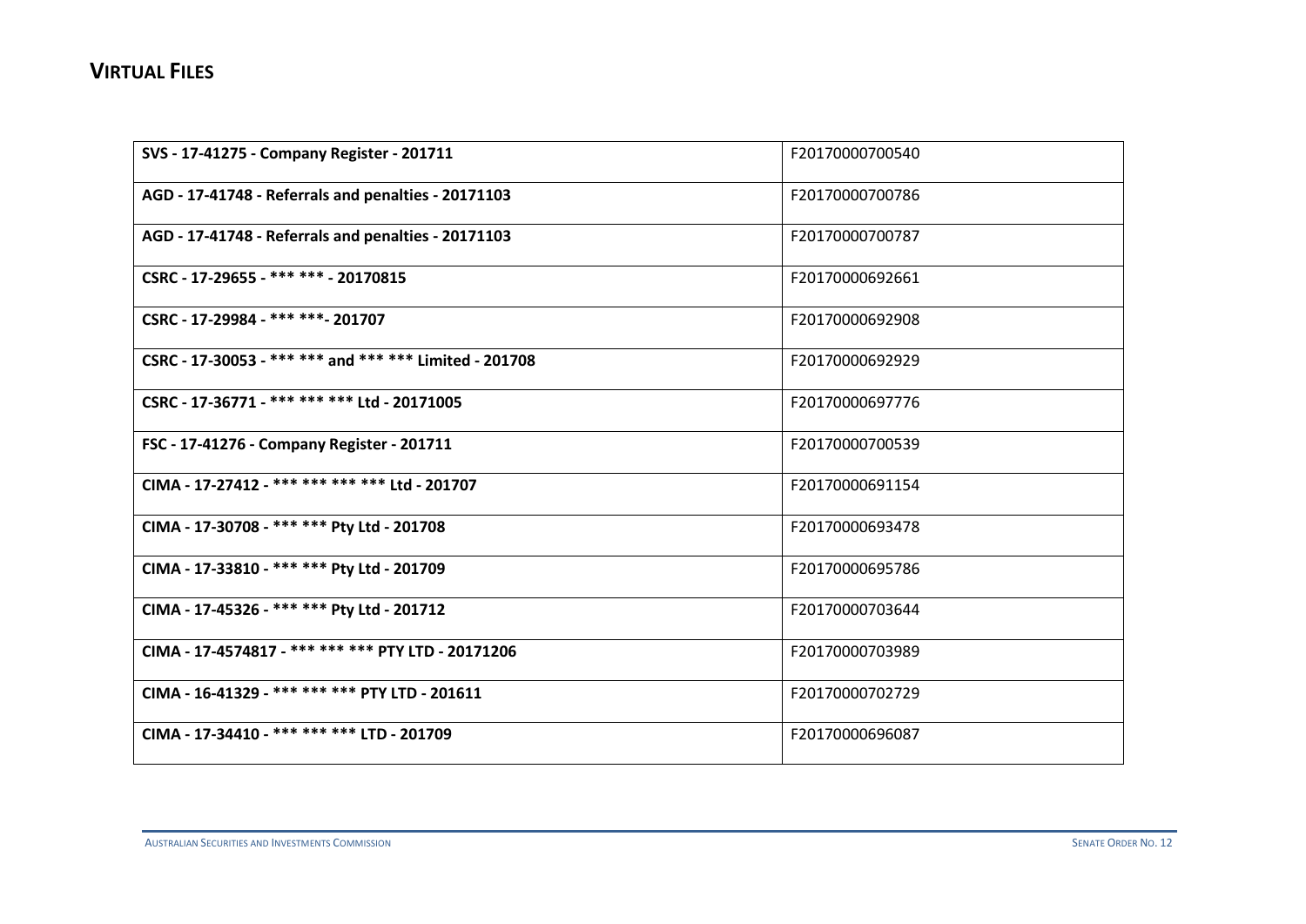## VIRTUAL FILES

| | |
|---|---|
| **SVS - 17-41275 - Company Register - 201711** | F20170000700540 |
| **AGD - 17-41748 - Referrals and penalties - 20171103** | F20170000700786 |
| **AGD - 17-41748 - Referrals and penalties - 20171103** | F20170000700787 |
| **CSRC - 17-29655 - *** *** - 20170815** | F20170000692661 |
| **CSRC - 17-29984 - *** ***- 201707** | F20170000692908 |
| **CSRC - 17-30053 - *** *** and *** *** Limited - 201708** | F20170000692929 |
| **CSRC - 17-36771 - *** *** *** Ltd - 20171005** | F20170000697776 |
| **FSC - 17-41276 - Company Register - 201711** | F20170000700539 |
| **CIMA - 17-27412 - *** *** *** *** Ltd - 201707** | F20170000691154 |
| **CIMA - 17-30708 - *** *** Pty Ltd - 201708** | F20170000693478 |
| **CIMA - 17-33810 - *** *** Pty Ltd - 201709** | F20170000695786 |
| **CIMA - 17-45326 - *** *** Pty Ltd - 201712** | F20170000703644 |
| **CIMA - 17-4574817 - *** *** *** PTY LTD - 20171206** | F20170000703989 |
| **CIMA - 16-41329 - *** *** *** PTY LTD - 201611** | F20170000702729 |
| **CIMA - 17-34410 - *** *** *** LTD - 201709** | F20170000696087 |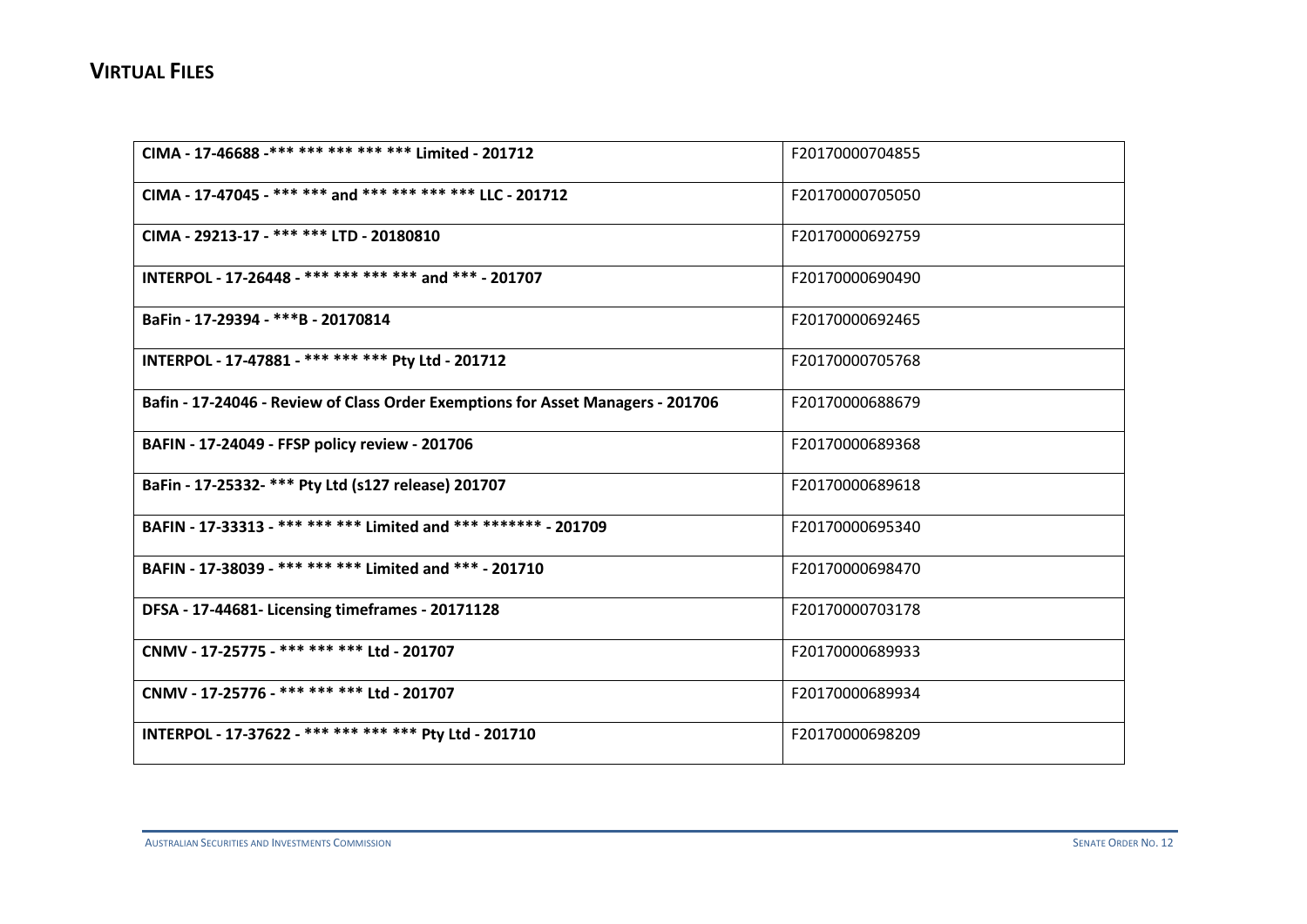## VIRTUAL FILES

| | |
|---|---|
| **CIMA - 17-46688 -*** *** *** *** *** Limited - 201712** | F20170000704855 |
| **CIMA - 17-47045 - *** *** and *** *** *** *** LLC - 201712** | F20170000705050 |
| **CIMA - 29213-17 - *** *** LTD - 20180810** | F20170000692759 |
| **INTERPOL - 17-26448 - *** *** *** *** and *** - 201707** | F20170000690490 |
| **BaFin - 17-29394 - ***B - 20170814** | F20170000692465 |
| **INTERPOL - 17-47881 - *** *** *** Pty Ltd - 201712** | F20170000705768 |
| **Bafin - 17-24046 - Review of Class Order Exemptions for Asset Managers - 201706** | F20170000688679 |
| **BAFIN - 17-24049 - FFSP policy review - 201706** | F20170000689368 |
| **BaFin - 17-25332- *** Pty Ltd (s127 release) 201707** | F20170000689618 |
| **BAFIN - 17-33313 - *** *** *** Limited and *** ******* - 201709** | F20170000695340 |
| **BAFIN - 17-38039 - *** *** *** Limited and *** - 201710** | F20170000698470 |
| **DFSA - 17-44681- Licensing timeframes - 20171128** | F20170000703178 |
| **CNMV - 17-25775 - *** *** *** Ltd - 201707** | F20170000689933 |
| **CNMV - 17-25776 - *** *** *** Ltd - 201707** | F20170000689934 |
| **INTERPOL - 17-37622 - *** *** *** *** Pty Ltd - 201710** | F20170000698209 |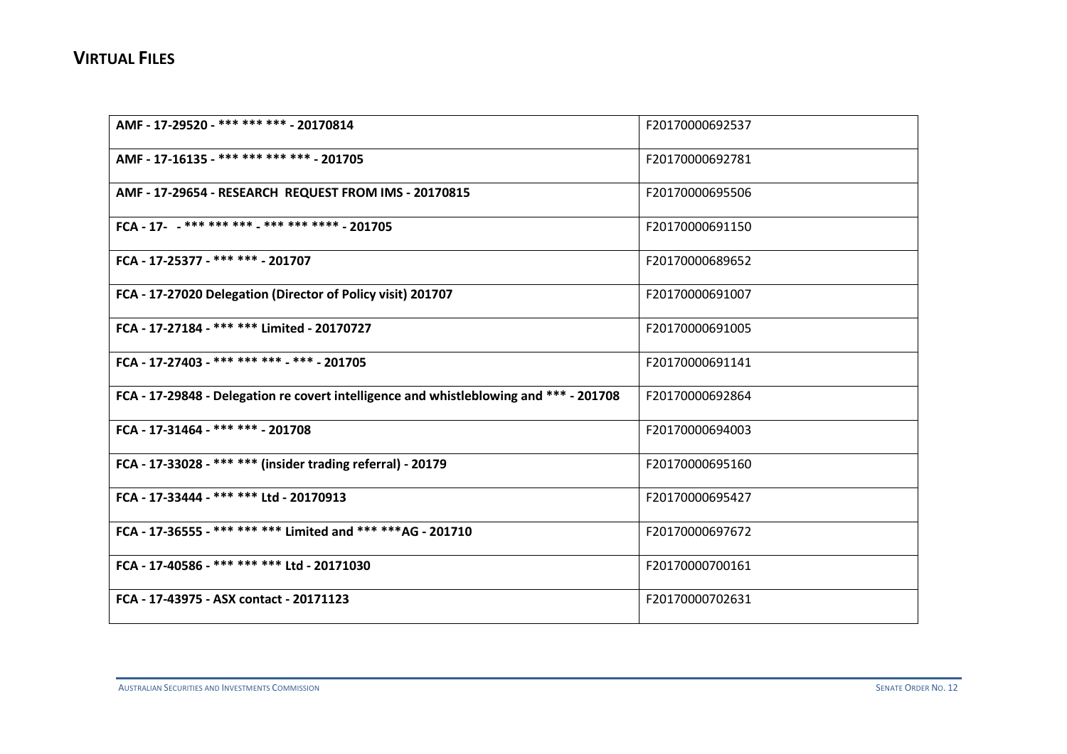## VIRTUAL FILES

| | |
|---|---|
| **AMF - 17-29520 - *** *** *** - 20170814** | F20170000692537 |
| **AMF - 17-16135 - *** *** *** *** - 201705** | F20170000692781 |
| **AMF - 17-29654 - RESEARCH REQUEST FROM IMS - 20170815** | F20170000695506 |
| **FCA - 17- - *** *** *** - *** *** **** - 201705** | F20170000691150 |
| **FCA - 17-25377 - *** *** - 201707** | F20170000689652 |
| **FCA - 17-27020 Delegation (Director of Policy visit) 201707** | F20170000691007 |
| **FCA - 17-27184 - *** *** Limited - 20170727** | F20170000691005 |
| **FCA - 17-27403 - *** *** *** - *** - 201705** | F20170000691141 |
| **FCA - 17-29848 - Delegation re covert intelligence and whistleblowing and *** - 201708** | F20170000692864 |
| **FCA - 17-31464 - *** *** - 201708** | F20170000694003 |
| **FCA - 17-33028 - *** *** (insider trading referral) - 20179** | F20170000695160 |
| **FCA - 17-33444 - *** *** Ltd - 20170913** | F20170000695427 |
| **FCA - 17-36555 - *** *** *** Limited and *** ***AG - 201710** | F20170000697672 |
| **FCA - 17-40586 - *** *** *** Ltd - 20171030** | F20170000700161 |
| **FCA - 17-43975 - ASX contact - 20171123** | F20170000702631 |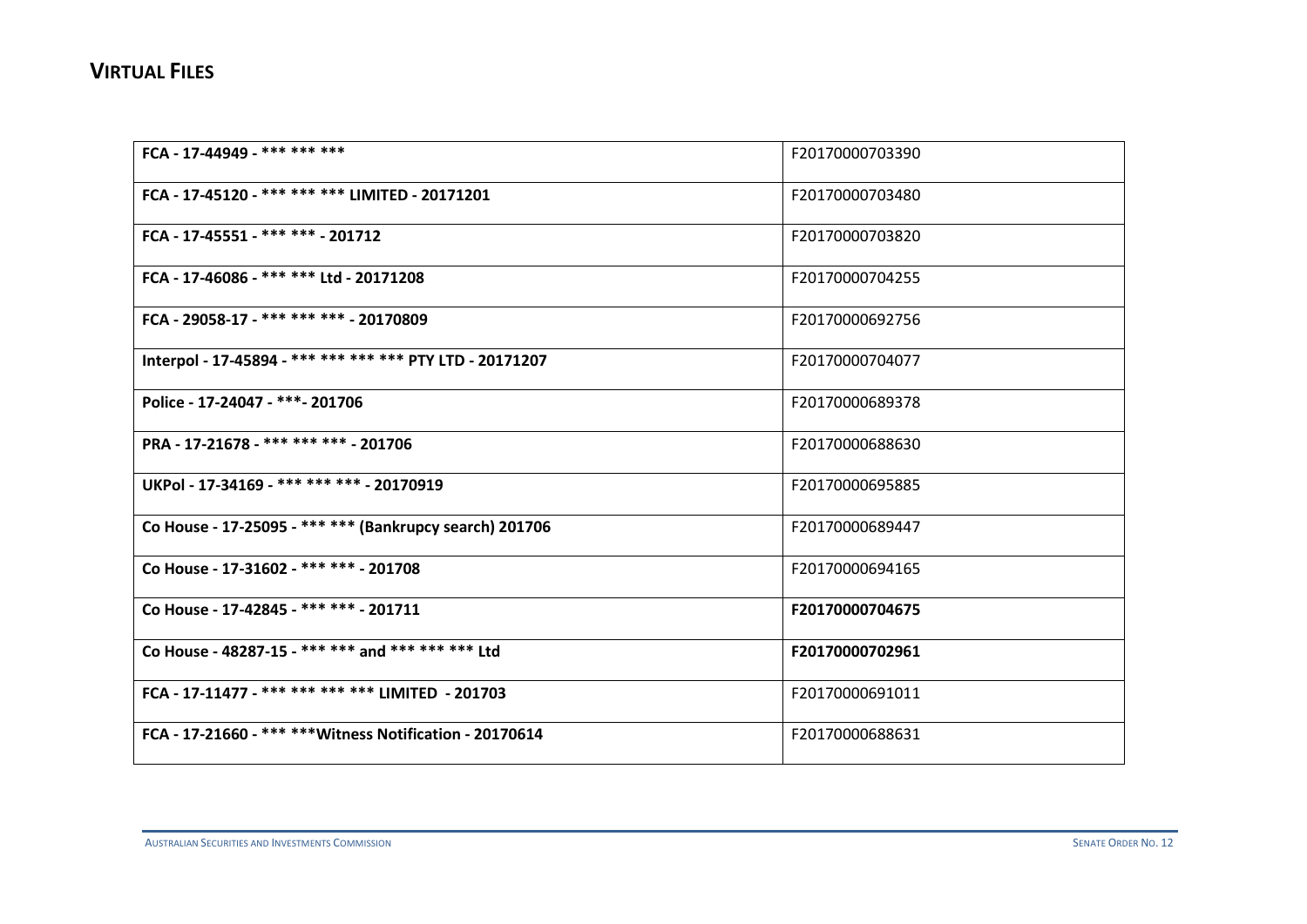## VIRTUAL FILES

| | |
|---|---|
| **FCA - 17-44949 - *** *** *** ** | F20170000703390 |
| **FCA - 17-45120 - *** *** *** LIMITED - 20171201** | F20170000703480 |
| **FCA - 17-45551 - *** *** - 201712** | F20170000703820 |
| **FCA - 17-46086 - *** *** Ltd - 20171208** | F20170000704255 |
| **FCA - 29058-17 - *** *** *** - 20170809** | F20170000692756 |
| **Interpol - 17-45894 - *** *** *** *** PTY LTD - 20171207** | F20170000704077 |
| **Police - 17-24047 - ***- 201706** | F20170000689378 |
| **PRA - 17-21678 - *** *** *** - 201706** | F20170000688630 |
| **UKPol - 17-34169 - *** *** *** - 20170919** | F20170000695885 |
| **Co House - 17-25095 - *** *** (Bankrupcy search) 201706** | F20170000689447 |
| **Co House - 17-31602 - *** *** - 201708** | F20170000694165 |
| **Co House - 17-42845 - *** *** - 201711** | **F20170000704675** |
| **Co House - 48287-15 - *** *** and *** *** *** Ltd** | **F20170000702961** |
| **FCA - 17-11477 - *** *** *** *** LIMITED - 201703** | F20170000691011 |
| **FCA - 17-21660 - *** ***Witness Notification - 20170614** | F20170000688631 |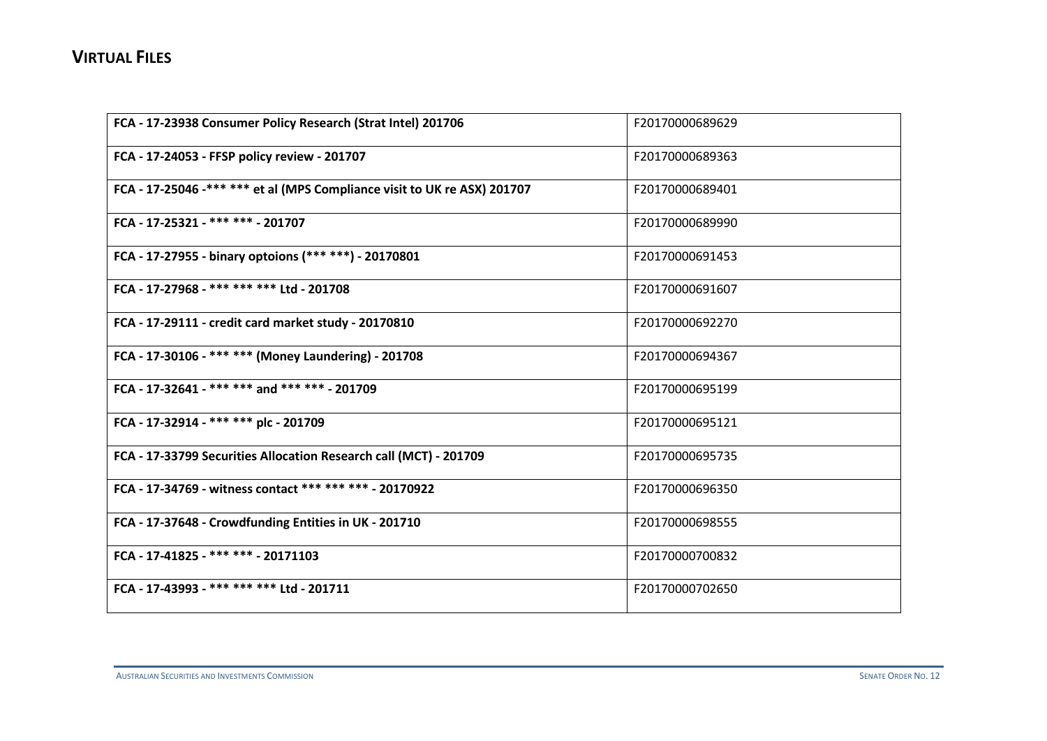## VIRTUAL FILES

| | |
|---|---|
| **FCA - 17-23938 Consumer Policy Research (Strat Intel) 201706** | F20170000689629 |
| **FCA - 17-24053 - FFSP policy review - 201707** | F20170000689363 |
| **FCA - 17-25046 -*** *** et al (MPS Compliance visit to UK re ASX) 201707** | F20170000689401 |
| **FCA - 17-25321 - *** *** - 201707** | F20170000689990 |
| **FCA - 17-27955 - binary optoions (*** ***) - 20170801** | F20170000691453 |
| **FCA - 17-27968 - *** *** *** Ltd - 201708** | F20170000691607 |
| **FCA - 17-29111 - credit card market study - 20170810** | F20170000692270 |
| **FCA - 17-30106 - *** *** (Money Laundering) - 201708** | F20170000694367 |
| **FCA - 17-32641 - *** *** and *** *** - 201709** | F20170000695199 |
| **FCA - 17-32914 - *** *** plc - 201709** | F20170000695121 |
| **FCA - 17-33799 Securities Allocation Research call (MCT) - 201709** | F20170000695735 |
| **FCA - 17-34769 - witness contact *** *** *** - 20170922** | F20170000696350 |
| **FCA - 17-37648 - Crowdfunding Entities in UK - 201710** | F20170000698555 |
| **FCA - 17-41825 - *** *** - 20171103** | F20170000700832 |
| **FCA - 17-43993 - *** *** *** Ltd - 201711** | F20170000702650 |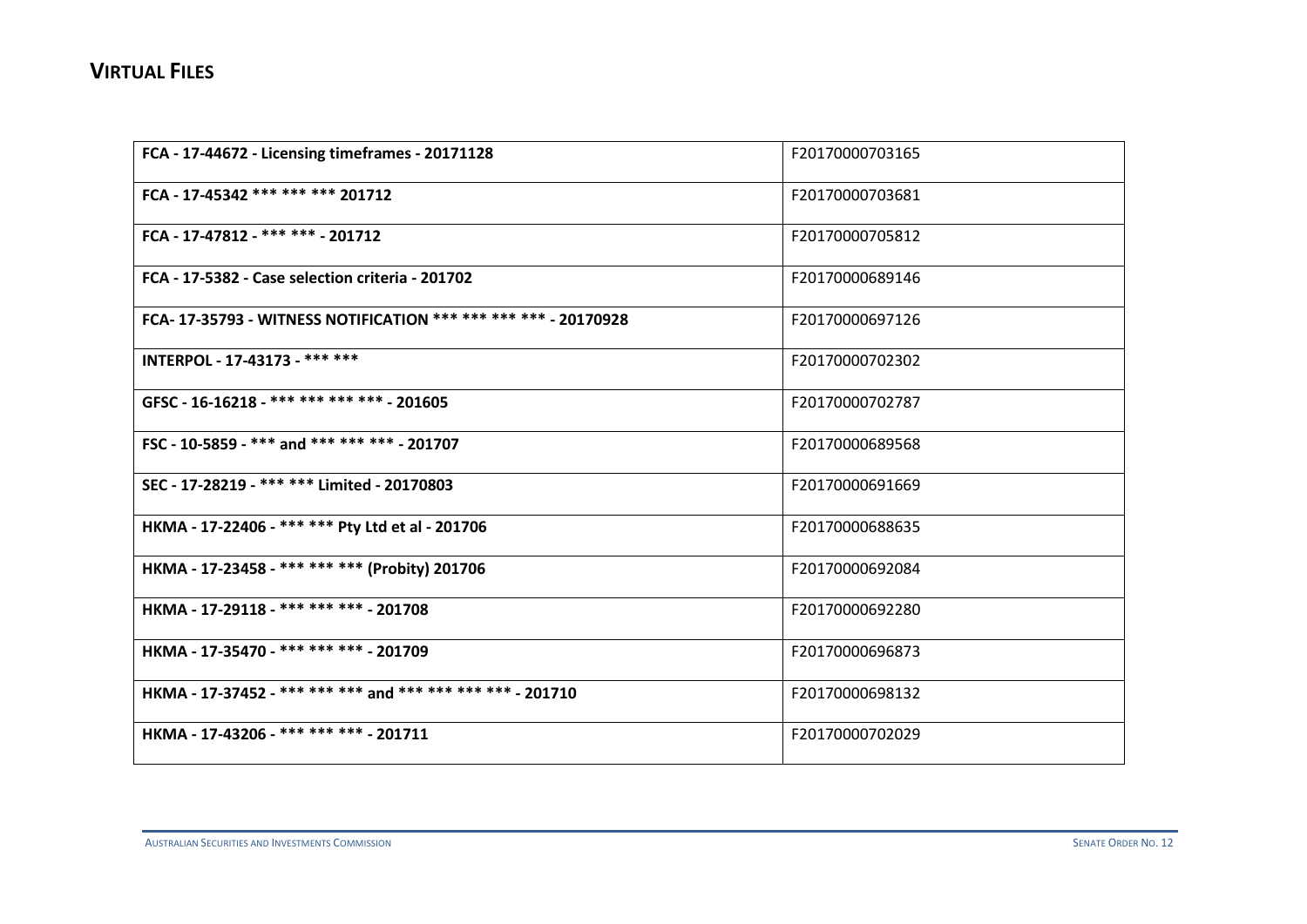## VIRTUAL FILES

| | |
|---|---|
| **FCA - 17-44672 - Licensing timeframes - 20171128** | F20170000703165 |
| **FCA - 17-45342 *** *** *** 201712** | F20170000703681 |
| **FCA - 17-47812 - *** *** - 201712** | F20170000705812 |
| **FCA - 17-5382 - Case selection criteria - 201702** | F20170000689146 |
| **FCA- 17-35793 - WITNESS NOTIFICATION *** *** *** *** - 20170928** | F20170000697126 |
| **INTERPOL - 17-43173 - *** *****| F20170000702302 |
| **GFSC - 16-16218 - *** *** *** *** - 201605** | F20170000702787 |
| **FSC - 10-5859 - *** and *** *** *** - 201707** | F20170000689568 |
| **SEC - 17-28219 - *** *** Limited - 20170803** | F20170000691669 |
| **HKMA - 17-22406 - *** *** Pty Ltd et al - 201706** | F20170000688635 |
| **HKMA - 17-23458 - *** *** *** (Probity) 201706** | F20170000692084 |
| **HKMA - 17-29118 - *** *** *** - 201708** | F20170000692280 |
| **HKMA - 17-35470 - *** *** *** - 201709** | F20170000696873 |
| **HKMA - 17-37452 - *** *** *** and *** *** *** *** - 201710** | F20170000698132 |
| **HKMA - 17-43206 - *** *** *** - 201711** | F20170000702029 |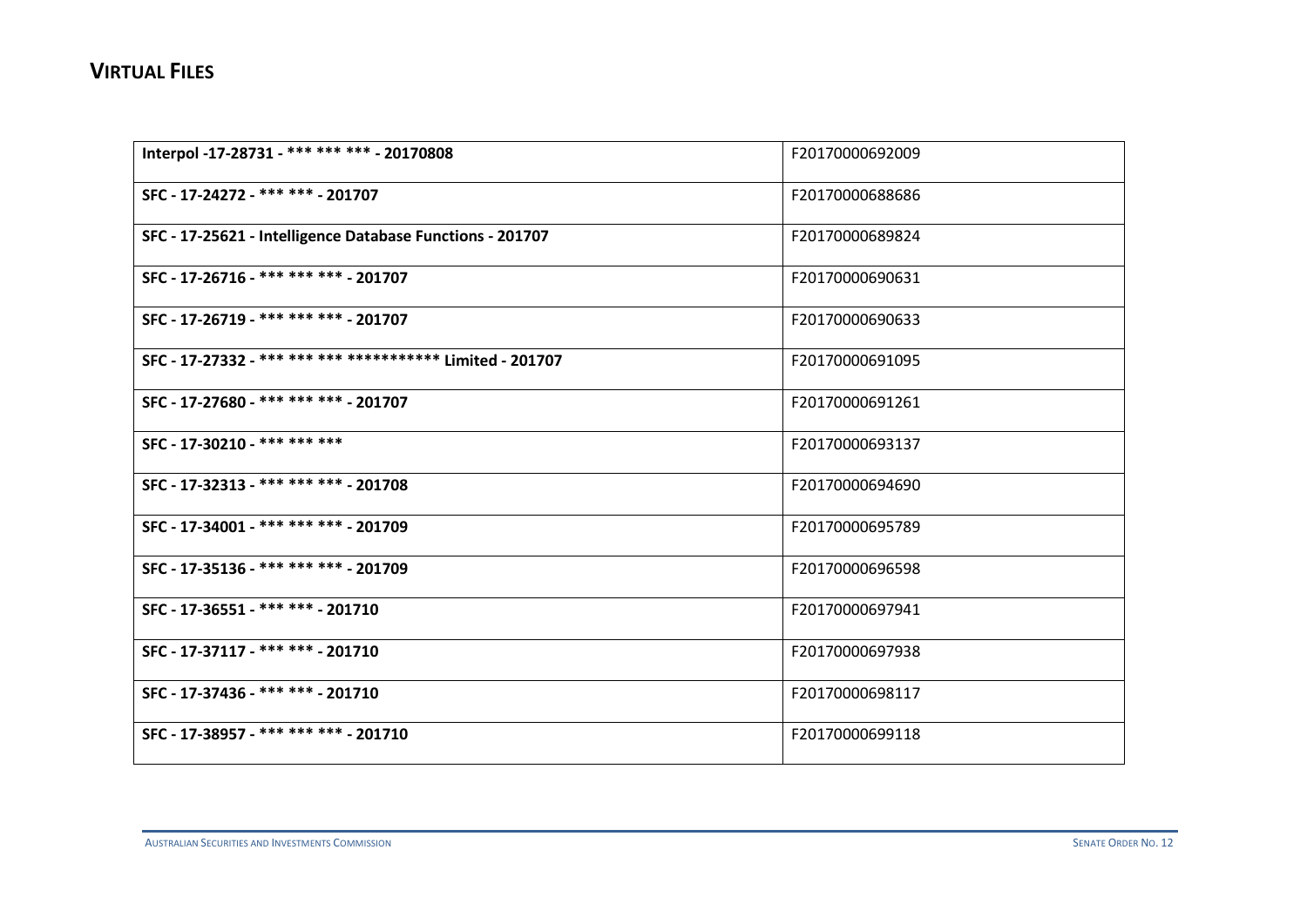## VIRTUAL FILES

| | |
|---|---|
| **Interpol -17-28731 - *** *** *** - 20170808** | F20170000692009 |
| **SFC - 17-24272 - *** *** - 201707** | F20170000688686 |
| **SFC - 17-25621 - Intelligence Database Functions - 201707** | F20170000689824 |
| **SFC - 17-26716 - *** *** *** - 201707** | F20170000690631 |
| **SFC - 17-26719 - *** *** *** - 201707** | F20170000690633 |
| **SFC - 17-27332 - *** *** *** *********** Limited - 201707** | F20170000691095 |
| **SFC - 17-27680 - *** *** *** - 201707** | F20170000691261 |
| **SFC - 17-30210 - *** *** *** ** | F20170000693137 |
| **SFC - 17-32313 - *** *** *** - 201708** | F20170000694690 |
| **SFC - 17-34001 - *** *** *** - 201709** | F20170000695789 |
| **SFC - 17-35136 - *** *** *** - 201709** | F20170000696598 |
| **SFC - 17-36551 - *** *** - 201710** | F20170000697941 |
| **SFC - 17-37117 - *** *** - 201710** | F20170000697938 |
| **SFC - 17-37436 - *** *** - 201710** | F20170000698117 |
| **SFC - 17-38957 - *** *** *** - 201710** | F20170000699118 |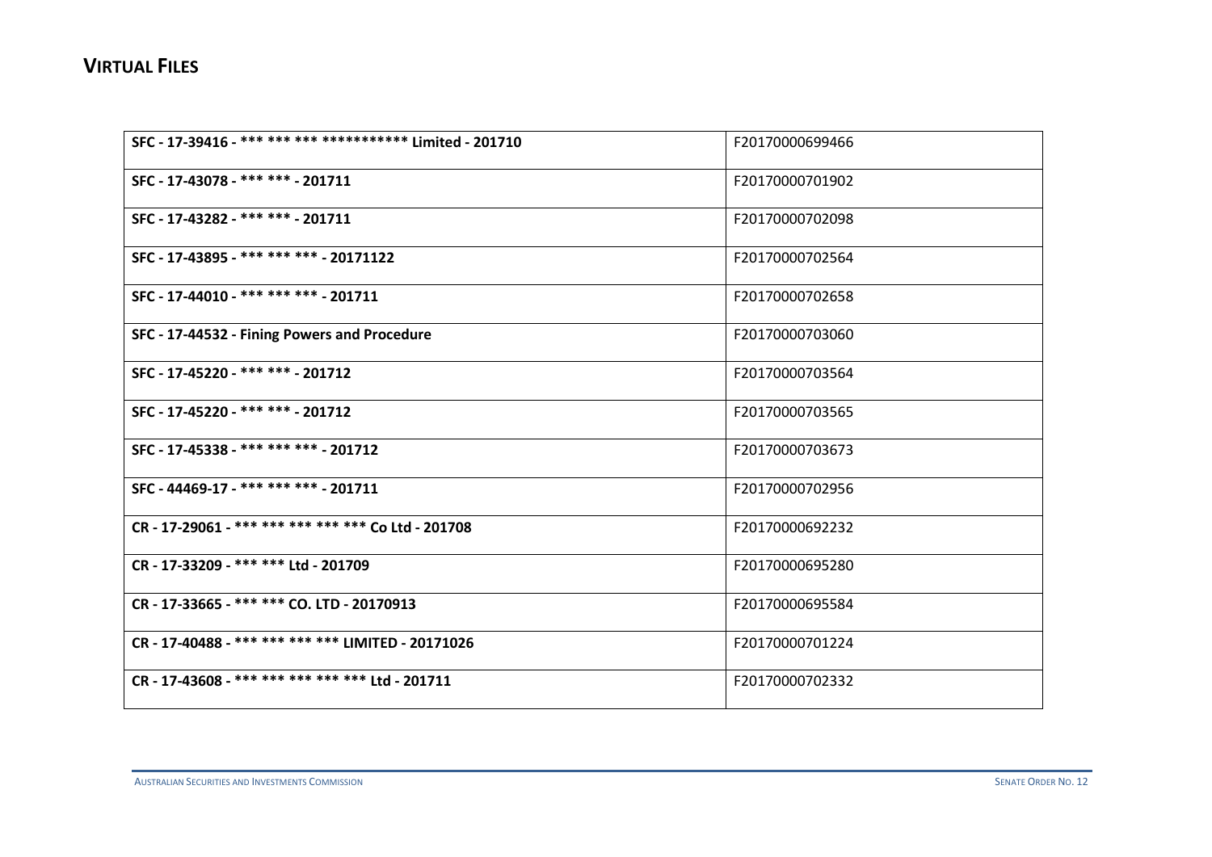## VIRTUAL FILES

| | |
|---|---|
| **SFC - 17-39416 - *** *** *** *********** Limited - 201710** | F20170000699466 |
| **SFC - 17-43078 - *** *** - 201711** | F20170000701902 |
| **SFC - 17-43282 - *** *** - 201711** | F20170000702098 |
| **SFC - 17-43895 - *** *** *** - 20171122** | F20170000702564 |
| **SFC - 17-44010 - *** *** *** - 201711** | F20170000702658 |
| **SFC - 17-44532 - Fining Powers and Procedure** | F20170000703060 |
| **SFC - 17-45220 - *** *** - 201712** | F20170000703564 |
| **SFC - 17-45220 - *** *** - 201712** | F20170000703565 |
| **SFC - 17-45338 - *** *** *** - 201712** | F20170000703673 |
| **SFC - 44469-17 - *** *** *** - 201711** | F20170000702956 |
| **CR - 17-29061 - *** *** *** *** *** Co Ltd - 201708** | F20170000692232 |
| **CR - 17-33209 - *** *** Ltd - 201709** | F20170000695280 |
| **CR - 17-33665 - *** *** CO. LTD - 20170913** | F20170000695584 |
| **CR - 17-40488 - *** *** *** *** LIMITED - 20171026** | F20170000701224 |
| **CR - 17-43608 - *** *** *** *** *** Ltd - 201711** | F20170000702332 |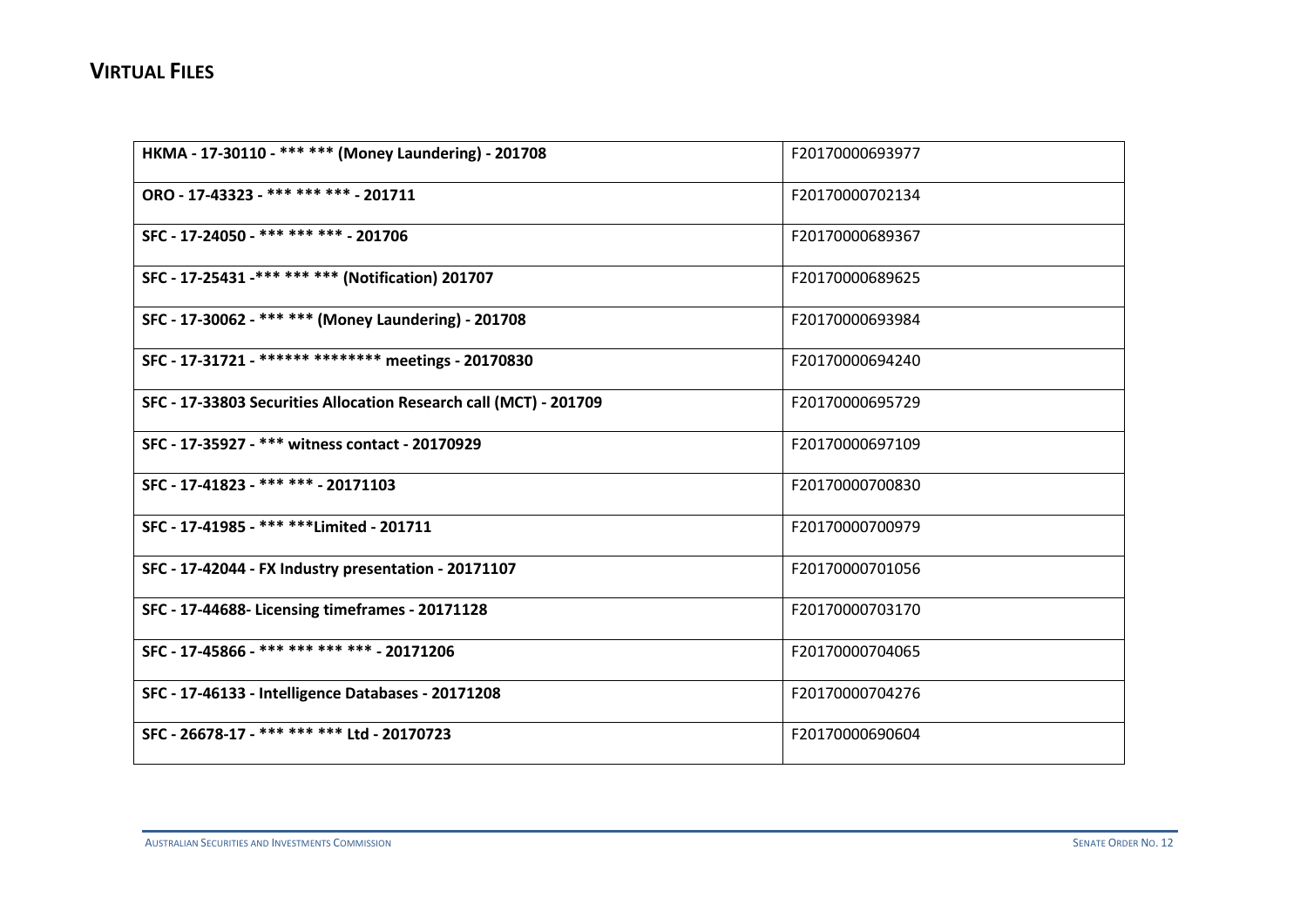## VIRTUAL FILES

| | |
|---|---|
| **HKMA - 17-30110 - *** *** (Money Laundering) - 201708** | F20170000693977 |
| **ORO - 17-43323 - *** *** *** - 201711** | F20170000702134 |
| **SFC - 17-24050 - *** *** *** - 201706** | F20170000689367 |
| **SFC - 17-25431 -*** *** *** (Notification) 201707** | F20170000689625 |
| **SFC - 17-30062 - *** *** (Money Laundering) - 201708** | F20170000693984 |
| **SFC - 17-31721 - ****** ******** meetings - 20170830** | F20170000694240 |
| **SFC - 17-33803 Securities Allocation Research call (MCT) - 201709** | F20170000695729 |
| **SFC - 17-35927 - *** witness contact - 20170929** | F20170000697109 |
| **SFC - 17-41823 - *** *** - 20171103** | F20170000700830 |
| **SFC - 17-41985 - *** ***Limited - 201711** | F20170000700979 |
| **SFC - 17-42044 - FX Industry presentation - 20171107** | F20170000701056 |
| **SFC - 17-44688- Licensing timeframes - 20171128** | F20170000703170 |
| **SFC - 17-45866 - *** *** *** *** - 20171206** | F20170000704065 |
| **SFC - 17-46133 - Intelligence Databases - 20171208** | F20170000704276 |
| **SFC - 26678-17 - *** *** *** Ltd - 20170723** | F20170000690604 |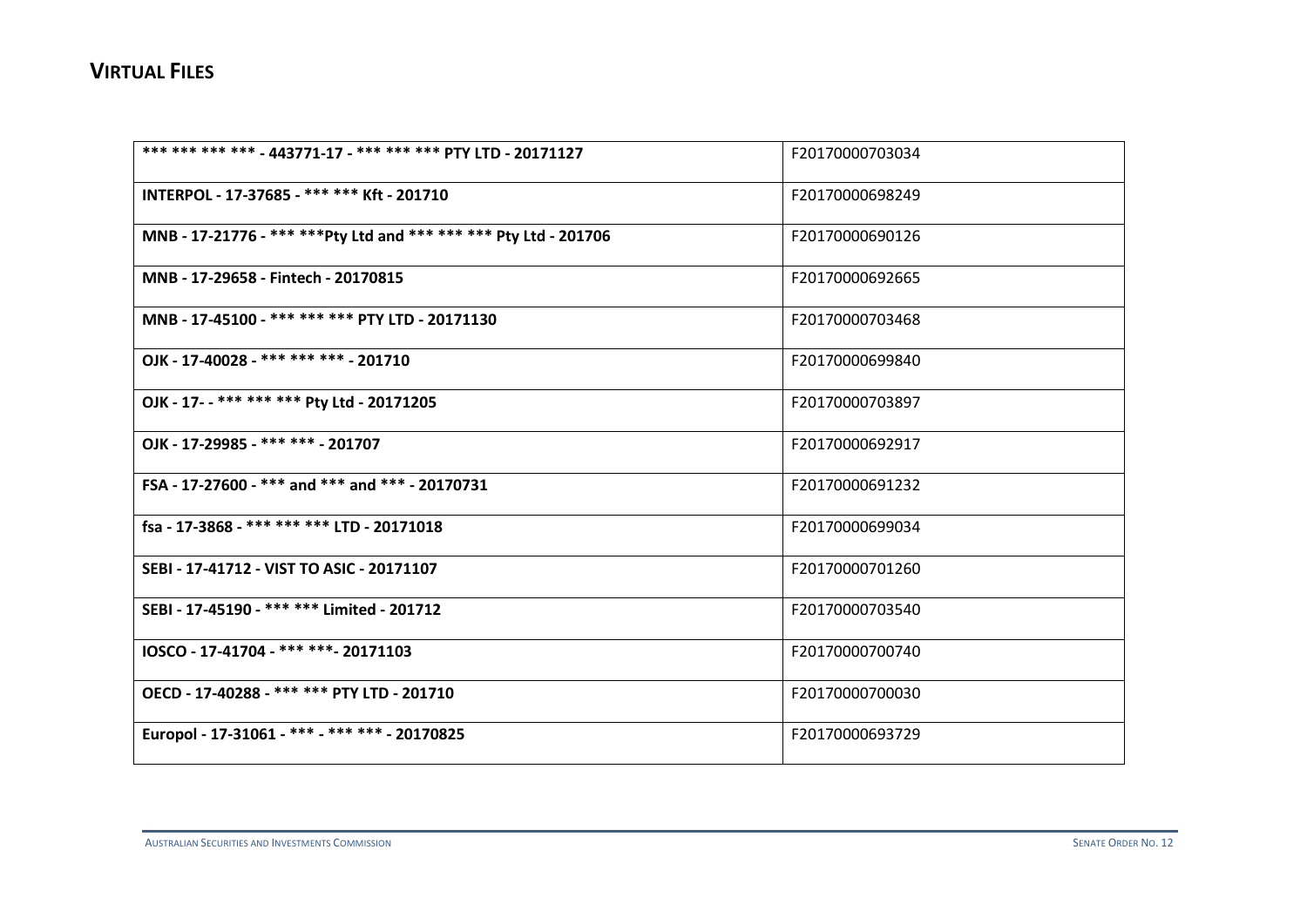## VIRTUAL FILES

| | |
|---|---|
| **\*\*\* \*\*\* \*\*\* \*\*\* - 443771-17 - \*\*\* \*\*\* \*\*\* PTY LTD - 20171127** | F20170000703034 |
| **INTERPOL - 17-37685 - \*\*\* \*\*\* Kft - 201710** | F20170000698249 |
| **MNB - 17-21776 - \*\*\* \*\*\*Pty Ltd and \*\*\* \*\*\* \*\*\* Pty Ltd - 201706** | F20170000690126 |
| **MNB - 17-29658 - Fintech - 20170815** | F20170000692665 |
| **MNB - 17-45100 - \*\*\* \*\*\* \*\*\* PTY LTD - 20171130** | F20170000703468 |
| **OJK - 17-40028 - \*\*\* \*\*\* \*\*\* - 201710** | F20170000699840 |
| **OJK - 17- - \*\*\* \*\*\* \*\*\* Pty Ltd - 20171205** | F20170000703897 |
| **OJK - 17-29985 - \*\*\* \*\*\* - 201707** | F20170000692917 |
| **FSA - 17-27600 - \*\*\* and \*\*\* and \*\*\* - 20170731** | F20170000691232 |
| **fsa - 17-3868 - \*\*\* \*\*\* \*\*\* LTD - 20171018** | F20170000699034 |
| **SEBI - 17-41712 - VIST TO ASIC - 20171107** | F20170000701260 |
| **SEBI - 17-45190 - \*\*\* \*\*\* Limited - 201712** | F20170000703540 |
| **IOSCO - 17-41704 - \*\*\* \*\*\*- 20171103** | F20170000700740 |
| **OECD - 17-40288 - \*\*\* \*\*\* PTY LTD - 201710** | F20170000700030 |
| **Europol - 17-31061 - \*\*\* - \*\*\* \*\*\* - 20170825** | F20170000693729 |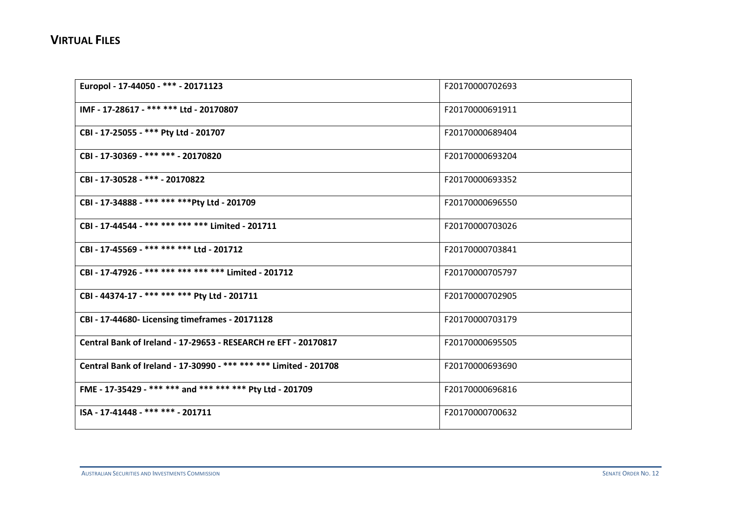## VIRTUAL FILES

| | |
|---|---|
| **Europol - 17-44050 - *** - 20171123** | F20170000702693 |
| **IMF - 17-28617 - *** *** Ltd - 20170807** | F20170000691911 |
| **CBI - 17-25055 - *** Pty Ltd - 201707** | F20170000689404 |
| **CBI - 17-30369 - *** *** - 20170820** | F20170000693204 |
| **CBI - 17-30528 - *** - 20170822** | F20170000693352 |
| **CBI - 17-34888 - *** *** ***Pty Ltd - 201709** | F20170000696550 |
| **CBI - 17-44544 - *** *** *** *** Limited - 201711** | F20170000703026 |
| **CBI - 17-45569 - *** *** *** Ltd - 201712** | F20170000703841 |
| **CBI - 17-47926 - *** *** *** *** *** Limited - 201712** | F20170000705797 |
| **CBI - 44374-17 - *** *** *** Pty Ltd - 201711** | F20170000702905 |
| **CBI - 17-44680- Licensing timeframes - 20171128** | F20170000703179 |
| **Central Bank of Ireland - 17-29653 - RESEARCH re EFT - 20170817** | F20170000695505 |
| **Central Bank of Ireland - 17-30990 - *** *** *** Limited - 201708** | F20170000693690 |
| **FME - 17-35429 - *** *** and *** *** *** Pty Ltd - 201709** | F20170000696816 |
| **ISA - 17-41448 - *** *** - 201711** | F20170000700632 |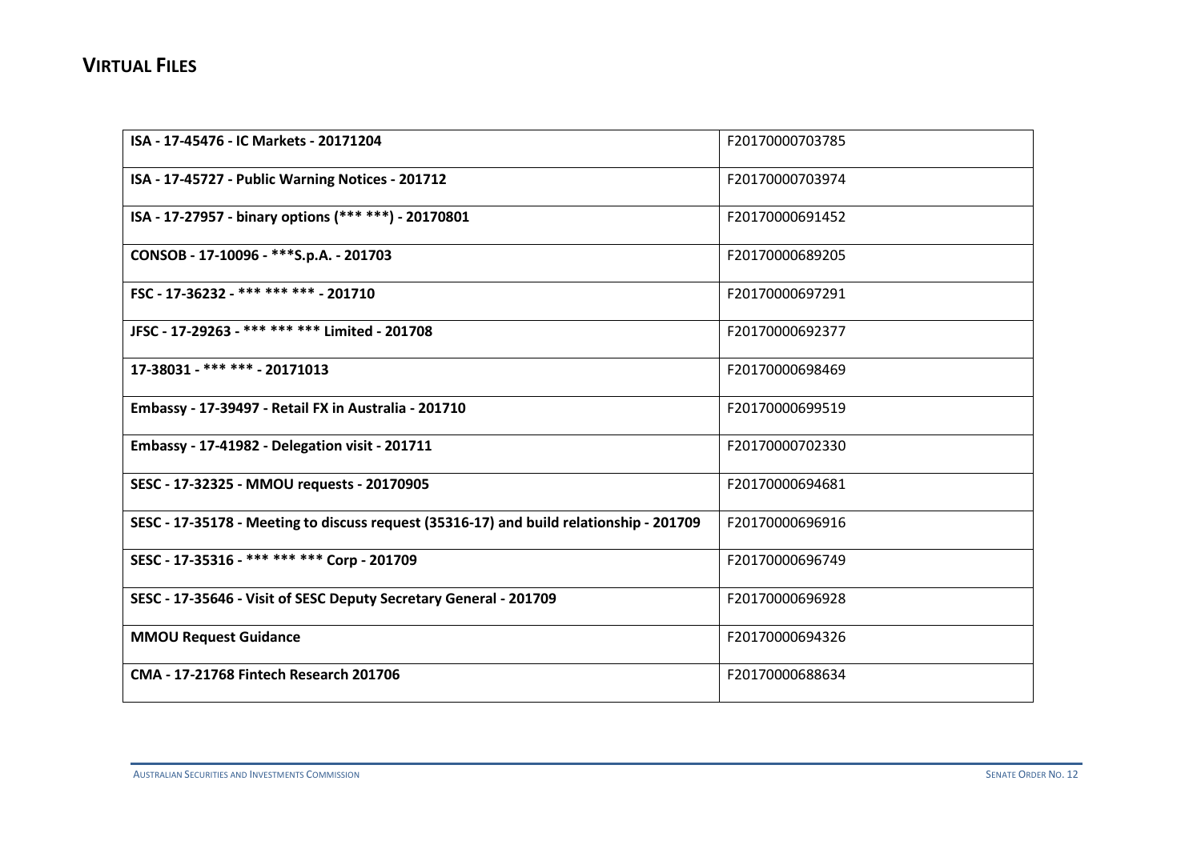## VIRTUAL FILES

| | |
|---|---|
| **ISA - 17-45476 - IC Markets - 20171204** | F20170000703785 |
| **ISA - 17-45727 - Public Warning Notices - 201712** | F20170000703974 |
| **ISA - 17-27957 - binary options (*** ***) - 20170801** | F20170000691452 |
| **CONSOB - 17-10096 - ***S.p.A. - 201703** | F20170000689205 |
| **FSC - 17-36232 - *** *** *** - 201710** | F20170000697291 |
| **JFSC - 17-29263 - *** *** *** Limited - 201708** | F20170000692377 |
| **17-38031 - *** *** - 20171013** | F20170000698469 |
| **Embassy - 17-39497 - Retail FX in Australia - 201710** | F20170000699519 |
| **Embassy - 17-41982 - Delegation visit - 201711** | F20170000702330 |
| **SESC - 17-32325 - MMOU requests - 20170905** | F20170000694681 |
| **SESC - 17-35178 - Meeting to discuss request (35316-17) and build relationship - 201709** | F20170000696916 |
| **SESC - 17-35316 - *** *** *** Corp - 201709** | F20170000696749 |
| **SESC - 17-35646 - Visit of SESC Deputy Secretary General - 201709** | F20170000696928 |
| **MMOU Request Guidance** | F20170000694326 |
| **CMA - 17-21768 Fintech Research 201706** | F20170000688634 |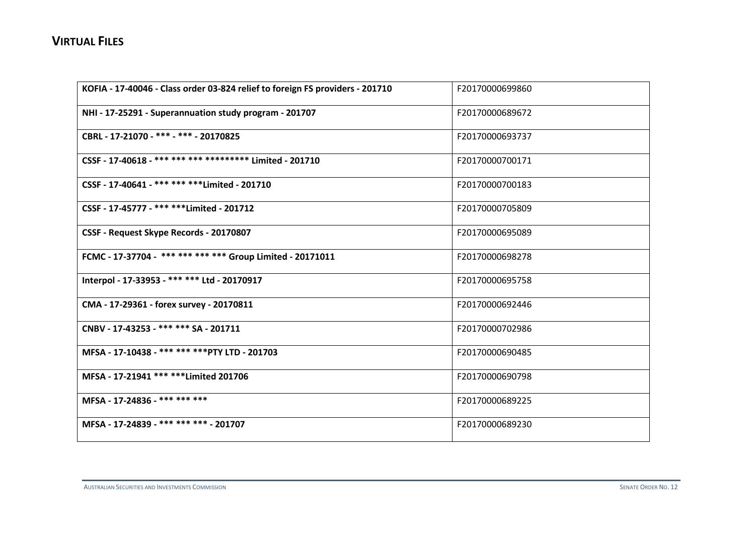## VIRTUAL FILES

| | |
|---|---|
| **KOFIA - 17-40046 - Class order 03-824 relief to foreign FS providers - 201710** | F20170000699860 |
| **NHI - 17-25291 - Superannuation study program - 201707** | F20170000689672 |
| **CBRL - 17-21070 - *** - *** - 20170825** | F20170000693737 |
| **CSSF - 17-40618 - *** *** *** ********* Limited - 201710** | F20170000700171 |
| **CSSF - 17-40641 - *** *** ***Limited - 201710** | F20170000700183 |
| **CSSF - 17-45777 - *** ***Limited - 201712** | F20170000705809 |
| **CSSF - Request Skype Records - 20170807** | F20170000695089 |
| **FCMC - 17-37704 - *** *** *** *** Group Limited - 20171011** | F20170000698278 |
| **Interpol - 17-33953 - *** *** Ltd - 20170917** | F20170000695758 |
| **CMA - 17-29361 - forex survey - 20170811** | F20170000692446 |
| **CNBV - 17-43253 - *** *** SA - 201711** | F20170000702986 |
| **MFSA - 17-10438 - *** *** ***PTY LTD - 201703** | F20170000690485 |
| **MFSA - 17-21941 *** ***Limited 201706** | F20170000690798 |
| **MFSA - 17-24836 - *** *** *** ** | F20170000689225 |
| **MFSA - 17-24839 - *** *** *** - 201707** | F20170000689230 |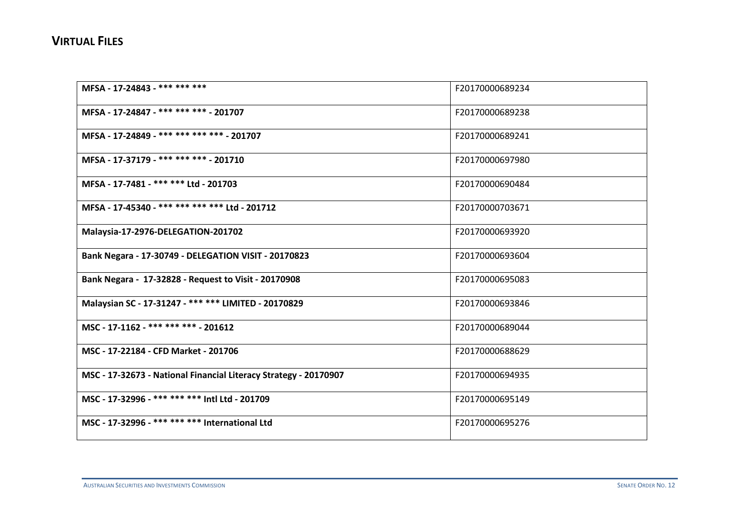## VIRTUAL FILES

| | |
|---|---|
| **MFSA - 17-24843 - *** *** *** ** | F20170000689234 |
| **MFSA - 17-24847 - *** *** *** - 201707** | F20170000689238 |
| **MFSA - 17-24849 - *** *** *** *** - 201707** | F20170000689241 |
| **MFSA - 17-37179 - *** *** *** - 201710** | F20170000697980 |
| **MFSA - 17-7481 - *** *** Ltd - 201703** | F20170000690484 |
| **MFSA - 17-45340 - *** *** *** *** Ltd - 201712** | F20170000703671 |
| **Malaysia-17-2976-DELEGATION-201702** | F20170000693920 |
| **Bank Negara - 17-30749 - DELEGATION VISIT - 20170823** | F20170000693604 |
| **Bank Negara - 17-32828 - Request to Visit - 20170908** | F20170000695083 |
| **Malaysian SC - 17-31247 - *** *** LIMITED - 20170829** | F20170000693846 |
| **MSC - 17-1162 - *** *** *** - 201612** | F20170000689044 |
| **MSC - 17-22184 - CFD Market - 201706** | F20170000688629 |
| **MSC - 17-32673 - National Financial Literacy Strategy - 20170907** | F20170000694935 |
| **MSC - 17-32996 - *** *** *** Intl Ltd - 201709** | F20170000695149 |
| **MSC - 17-32996 - *** *** *** International Ltd** | F20170000695276 |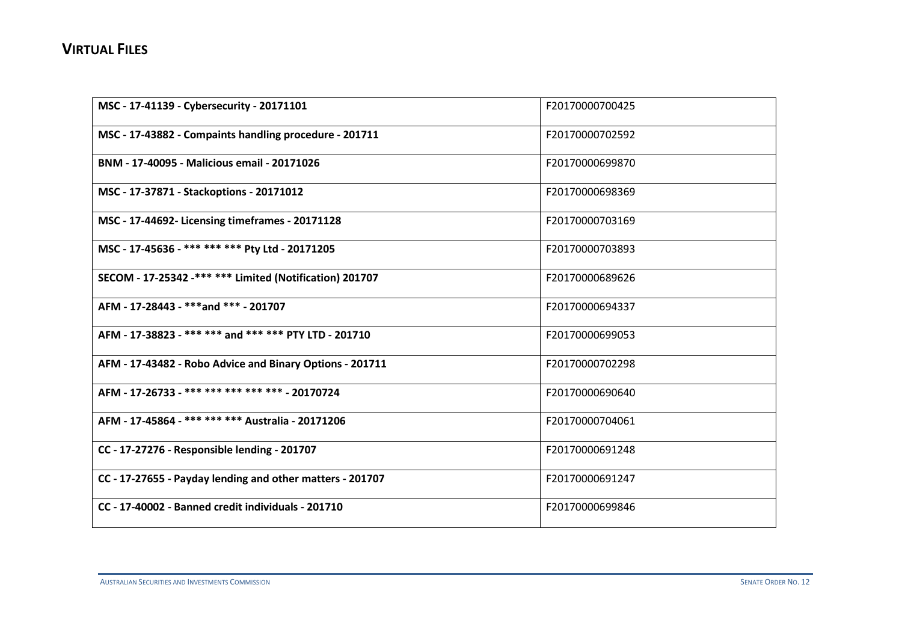## VIRTUAL FILES

| | |
|---|---|
| **MSC - 17-41139 - Cybersecurity - 20171101** | F20170000700425 |
| **MSC - 17-43882 - Compaints handling procedure - 201711** | F20170000702592 |
| **BNM - 17-40095 - Malicious email - 20171026** | F20170000699870 |
| **MSC - 17-37871 - Stackoptions - 20171012** | F20170000698369 |
| **MSC - 17-44692- Licensing timeframes - 20171128** | F20170000703169 |
| **MSC - 17-45636 - *** *** *** Pty Ltd - 20171205** | F20170000703893 |
| **SECOM - 17-25342 -*** *** Limited (Notification) 201707** | F20170000689626 |
| **AFM - 17-28443 - ***and *** - 201707** | F20170000694337 |
| **AFM - 17-38823 - *** *** and *** *** PTY LTD - 201710** | F20170000699053 |
| **AFM - 17-43482 - Robo Advice and Binary Options - 201711** | F20170000702298 |
| **AFM - 17-26733 - *** *** *** *** *** - 20170724** | F20170000690640 |
| **AFM - 17-45864 - *** *** *** Australia - 20171206** | F20170000704061 |
| **CC - 17-27276 - Responsible lending - 201707** | F20170000691248 |
| **CC - 17-27655 - Payday lending and other matters - 201707** | F20170000691247 |
| **CC - 17-40002 - Banned credit individuals - 201710** | F20170000699846 |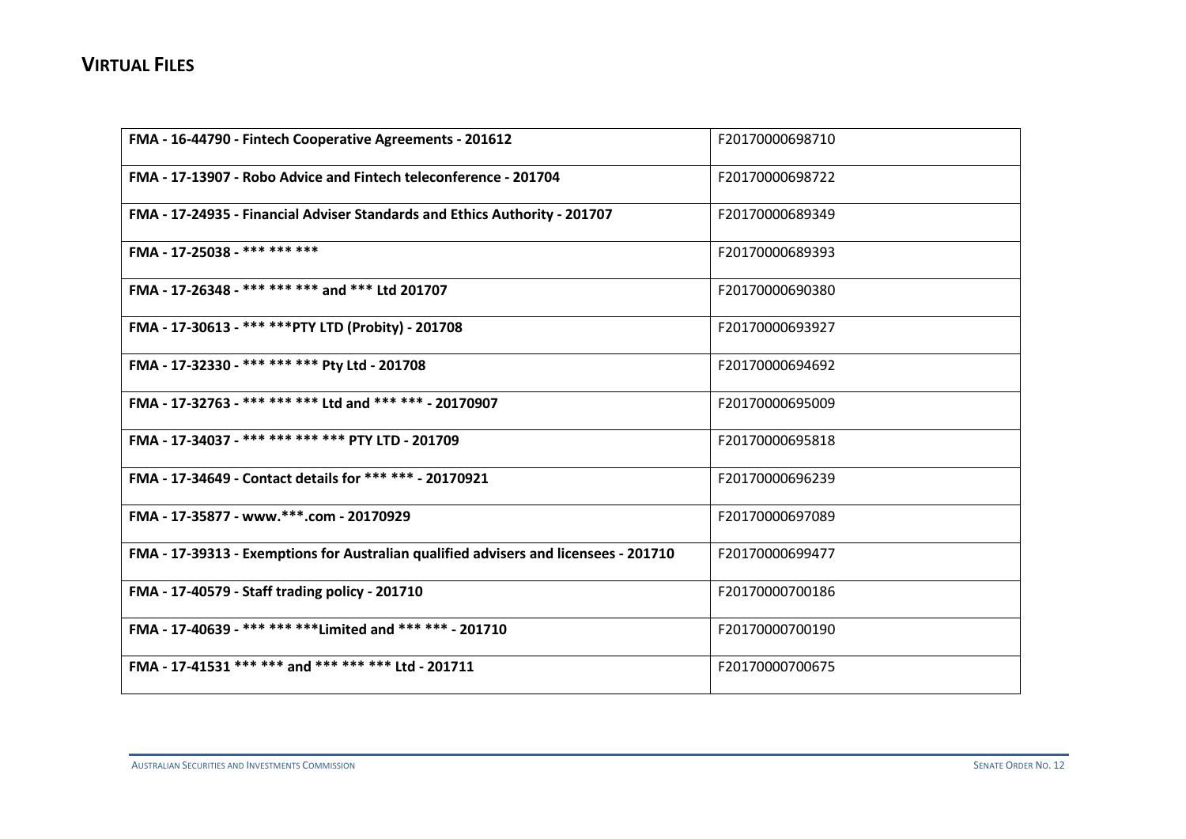## **VIRTUAL FILES**

| | |
|---|---|
| **FMA - 16-44790 - Fintech Cooperative Agreements - 201612** | F20170000698710 |
| **FMA - 17-13907 - Robo Advice and Fintech teleconference - 201704** | F20170000698722 |
| **FMA - 17-24935 - Financial Adviser Standards and Ethics Authority - 201707** | F20170000689349 |
| **FMA - 17-25038 - *** *** *****  | F20170000689393 |
| **FMA - 17-26348 - *** *** *** and *** Ltd 201707** | F20170000690380 |
| **FMA - 17-30613 - *** ***PTY LTD (Probity) - 201708** | F20170000693927 |
| **FMA - 17-32330 - *** *** *** Pty Ltd - 201708** | F20170000694692 |
| **FMA - 17-32763 - *** *** *** Ltd and *** *** - 20170907** | F20170000695009 |
| **FMA - 17-34037 - *** *** *** *** PTY LTD - 201709** | F20170000695818 |
| **FMA - 17-34649 - Contact details for *** *** - 20170921** | F20170000696239 |
| **FMA - 17-35877 - www.***.com - 20170929** | F20170000697089 |
| **FMA - 17-39313 - Exemptions for Australian qualified advisers and licensees - 201710** | F20170000699477 |
| **FMA - 17-40579 - Staff trading policy - 201710** | F20170000700186 |
| **FMA - 17-40639 - *** *** ***Limited and *** *** - 201710** | F20170000700190 |
| **FMA - 17-41531 *** *** and *** *** *** Ltd - 201711** | F20170000700675 |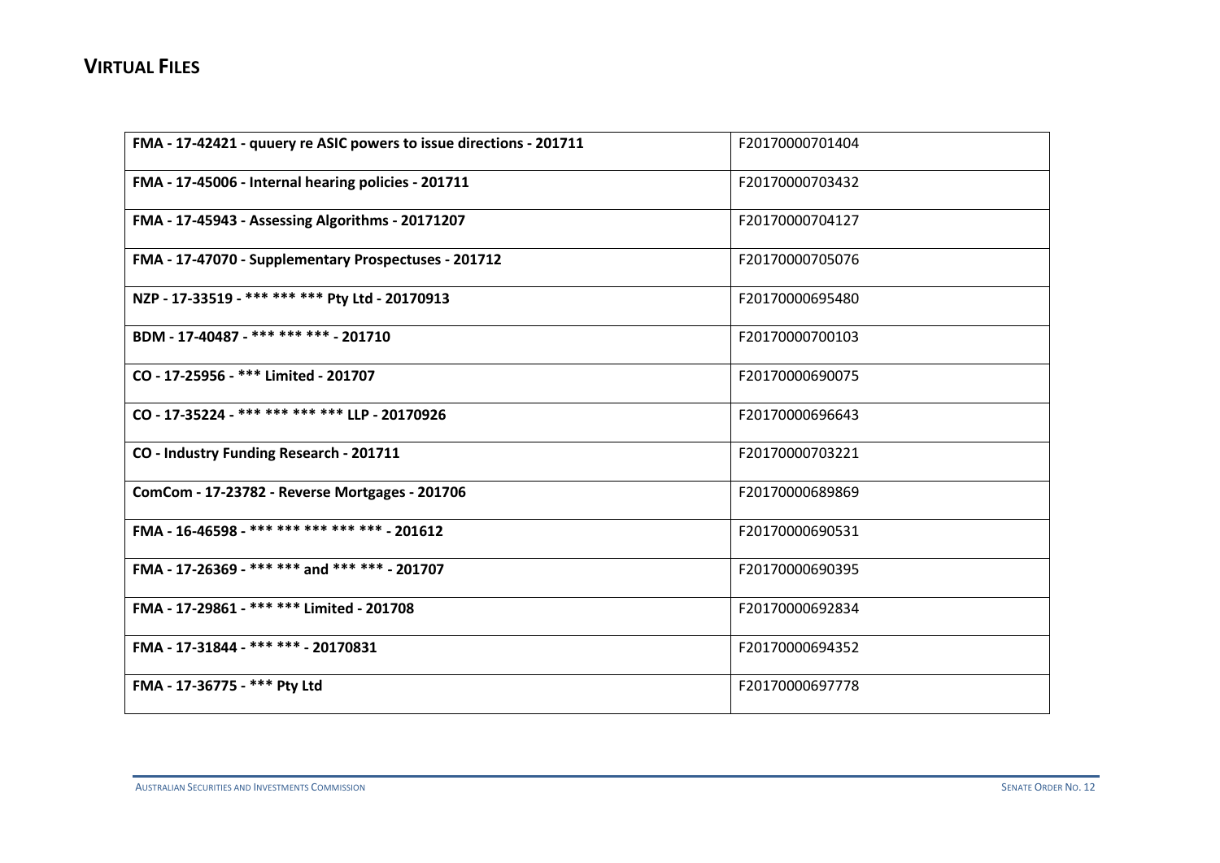## VIRTUAL FILES

| | |
|---|---|
| **FMA - 17-42421 - quuery re ASIC powers to issue directions - 201711** | F20170000701404 |
| **FMA - 17-45006 - Internal hearing policies - 201711** | F20170000703432 |
| **FMA - 17-45943 - Assessing Algorithms - 20171207** | F20170000704127 |
| **FMA - 17-47070 - Supplementary Prospectuses - 201712** | F20170000705076 |
| **NZP - 17-33519 - *** *** *** Pty Ltd - 20170913** | F20170000695480 |
| **BDM - 17-40487 - *** *** *** - 201710** | F20170000700103 |
| **CO - 17-25956 - *** Limited - 201707** | F20170000690075 |
| **CO - 17-35224 - *** *** *** *** LLP - 20170926** | F20170000696643 |
| **CO - Industry Funding Research - 201711** | F20170000703221 |
| **ComCom - 17-23782 - Reverse Mortgages - 201706** | F20170000689869 |
| **FMA - 16-46598 - *** *** *** *** *** - 201612** | F20170000690531 |
| **FMA - 17-26369 - *** *** and *** *** - 201707** | F20170000690395 |
| **FMA - 17-29861 - *** *** Limited - 201708** | F20170000692834 |
| **FMA - 17-31844 - *** *** - 20170831** | F20170000694352 |
| **FMA - 17-36775 - *** Pty Ltd** | F20170000697778 |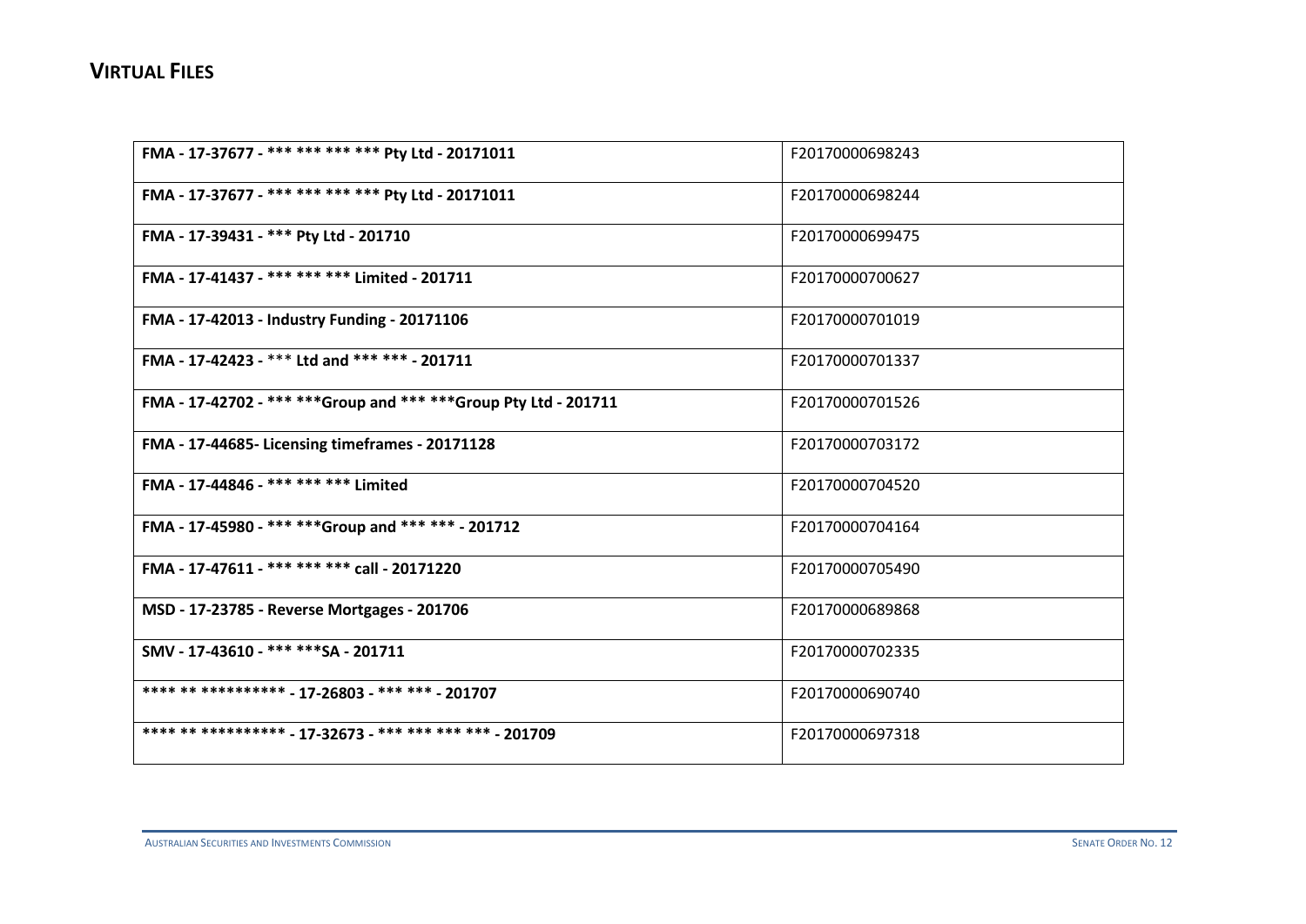## VIRTUAL FILES

| | |
|---|---|
| **FMA - 17-37677 - *** *** *** *** Pty Ltd - 20171011** | F20170000698243 |
| **FMA - 17-37677 - *** *** *** *** Pty Ltd - 20171011** | F20170000698244 |
| **FMA - 17-39431 - *** Pty Ltd - 201710** | F20170000699475 |
| **FMA - 17-41437 - *** *** *** Limited - 201711** | F20170000700627 |
| **FMA - 17-42013 - Industry Funding - 20171106** | F20170000701019 |
| **FMA - 17-42423 - *** Ltd and *** *** - 201711** | F20170000701337 |
| **FMA - 17-42702 - *** ***Group and *** ***Group Pty Ltd - 201711** | F20170000701526 |
| **FMA - 17-44685- Licensing timeframes - 20171128** | F20170000703172 |
| **FMA - 17-44846 - *** *** *** Limited** | F20170000704520 |
| **FMA - 17-45980 - *** ***Group and *** *** - 201712** | F20170000704164 |
| **FMA - 17-47611 - *** *** *** call - 20171220** | F20170000705490 |
| **MSD - 17-23785 - Reverse Mortgages - 201706** | F20170000689868 |
| **SMV - 17-43610 - *** ***SA - 201711** | F20170000702335 |
| **\*\*\*\* \*\* \*\*\*\*\*\*\*\*\*\* - 17-26803 - *** *** - 201707** | F20170000690740 |
| **\*\*\*\* \*\* \*\*\*\*\*\*\*\*\*\* - 17-32673 - *** *** *** *** - 201709** | F20170000697318 |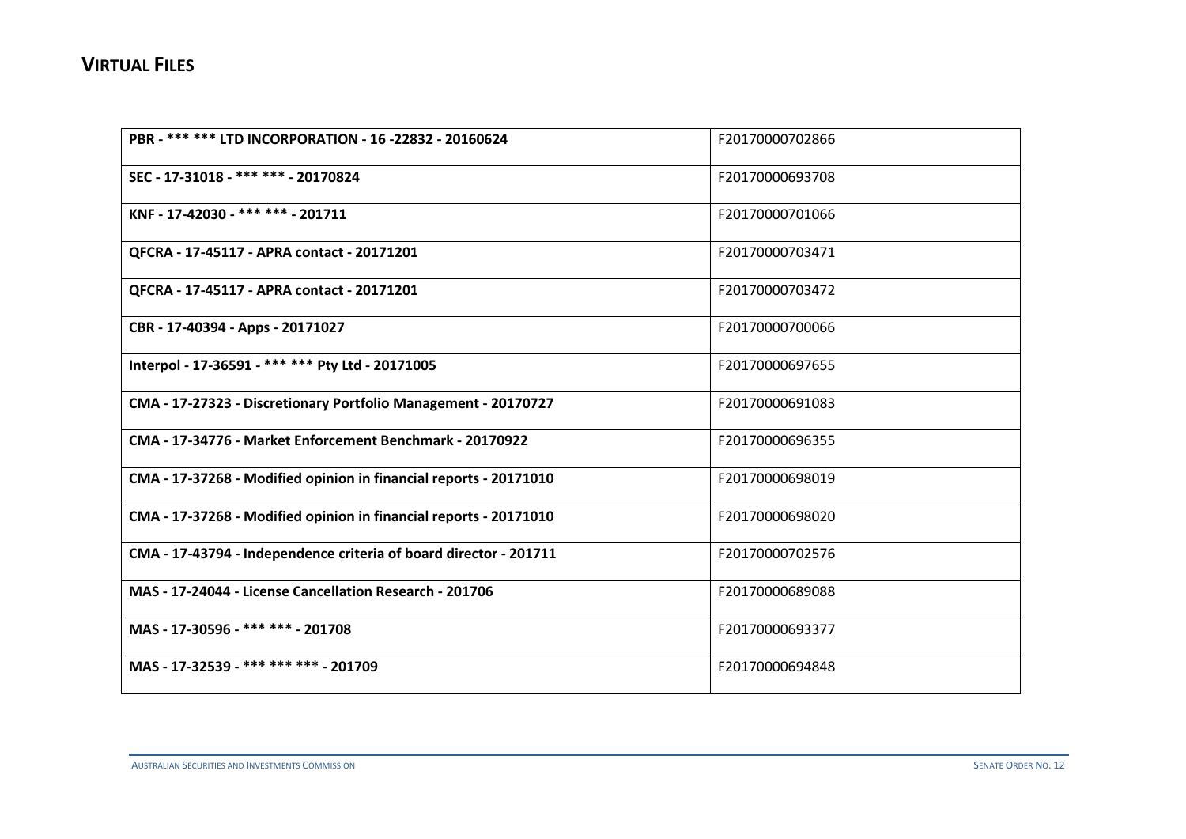# VIRTUAL FILES

| | |
|---|---|
| **PBR - *** *** LTD INCORPORATION - 16 -22832 - 20160624** | F20170000702866 |
| **SEC - 17-31018 - *** *** - 20170824** | F20170000693708 |
| **KNF - 17-42030 - *** *** - 201711** | F20170000701066 |
| **QFCRA - 17-45117 - APRA contact - 20171201** | F20170000703471 |
| **QFCRA - 17-45117 - APRA contact - 20171201** | F20170000703472 |
| **CBR - 17-40394 - Apps - 20171027** | F20170000700066 |
| **Interpol - 17-36591 - *** *** Pty Ltd - 20171005** | F20170000697655 |
| **CMA - 17-27323 - Discretionary Portfolio Management - 20170727** | F20170000691083 |
| **CMA - 17-34776 - Market Enforcement Benchmark - 20170922** | F20170000696355 |
| **CMA - 17-37268 - Modified opinion in financial reports - 20171010** | F20170000698019 |
| **CMA - 17-37268 - Modified opinion in financial reports - 20171010** | F20170000698020 |
| **CMA - 17-43794 - Independence criteria of board director - 201711** | F20170000702576 |
| **MAS - 17-24044 - License Cancellation Research - 201706** | F20170000689088 |
| **MAS - 17-30596 - *** *** - 201708** | F20170000693377 |
| **MAS - 17-32539 - *** *** *** - 201709** | F20170000694848 |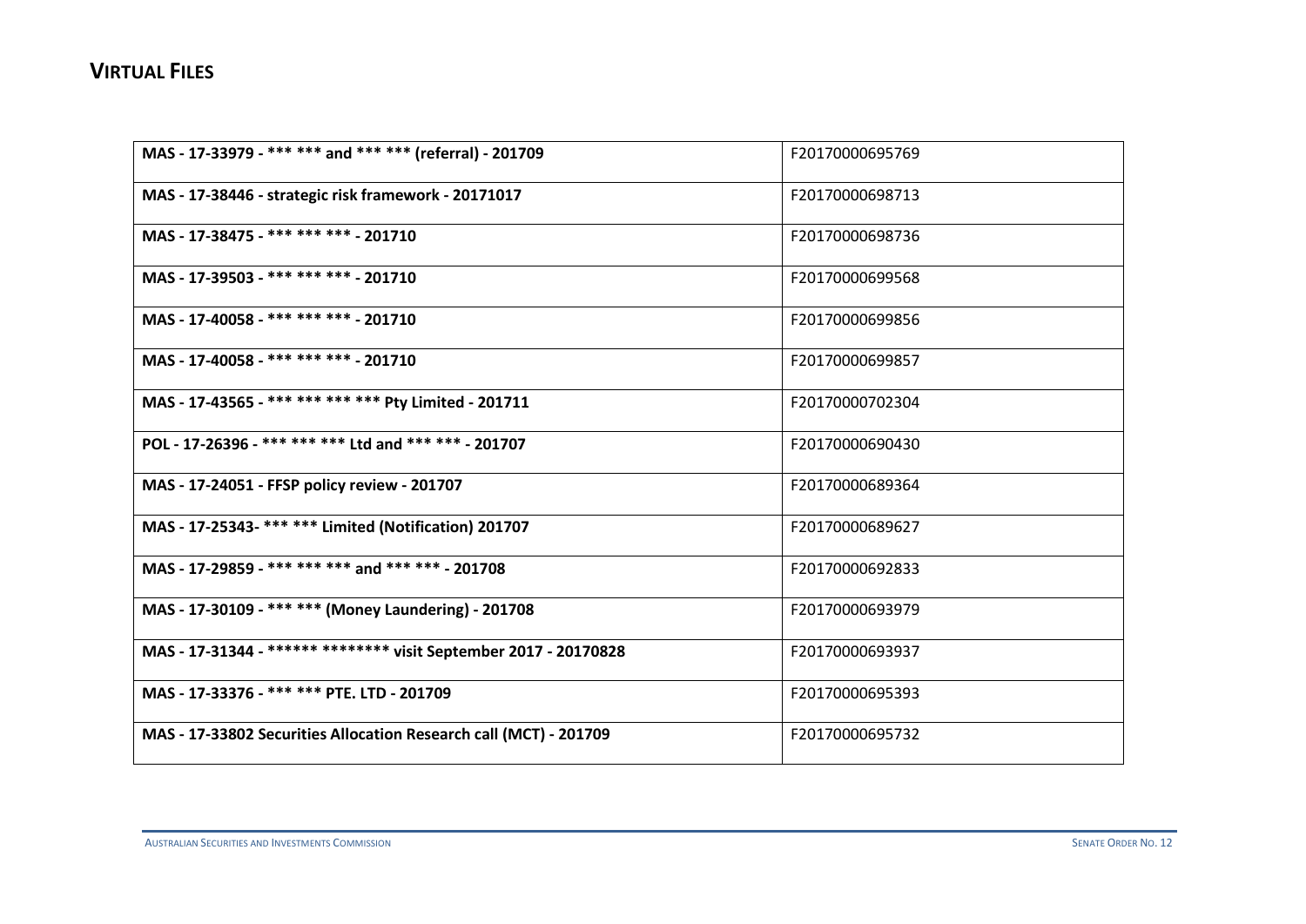## VIRTUAL FILES

| | |
|---|---|
| **MAS - 17-33979 - *** *** and *** *** (referral) - 201709** | F20170000695769 |
| **MAS - 17-38446 - strategic risk framework - 20171017** | F20170000698713 |
| **MAS - 17-38475 - *** *** *** - 201710** | F20170000698736 |
| **MAS - 17-39503 - *** *** *** - 201710** | F20170000699568 |
| **MAS - 17-40058 - *** *** *** - 201710** | F20170000699856 |
| **MAS - 17-40058 - *** *** *** - 201710** | F20170000699857 |
| **MAS - 17-43565 - *** *** *** *** Pty Limited - 201711** | F20170000702304 |
| **POL - 17-26396 - *** *** *** Ltd and *** *** - 201707** | F20170000690430 |
| **MAS - 17-24051 - FFSP policy review - 201707** | F20170000689364 |
| **MAS - 17-25343- *** *** Limited (Notification) 201707** | F20170000689627 |
| **MAS - 17-29859 - *** *** *** and *** *** - 201708** | F20170000692833 |
| **MAS - 17-30109 - *** *** (Money Laundering) - 201708** | F20170000693979 |
| **MAS - 17-31344 - ****** ******** visit September 2017 - 20170828** | F20170000693937 |
| **MAS - 17-33376 - *** *** PTE. LTD - 201709** | F20170000695393 |
| **MAS - 17-33802 Securities Allocation Research call (MCT) - 201709** | F20170000695732 |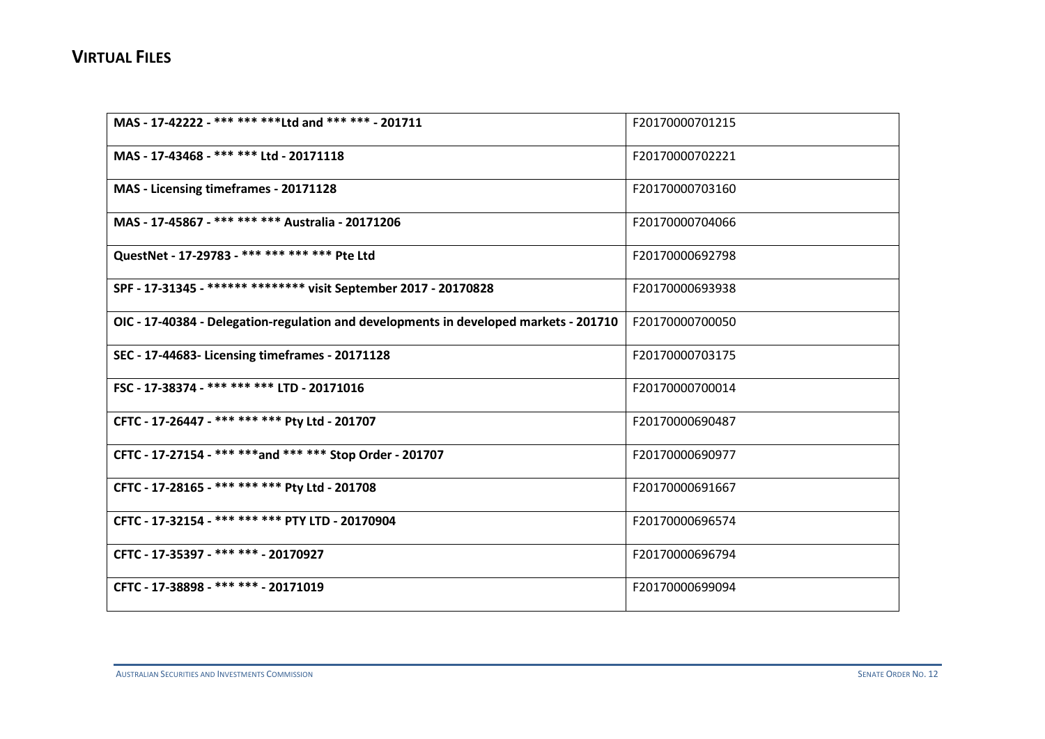## VIRTUAL FILES

| | |
|---|---|
| **MAS - 17-42222 - *** *** ***Ltd and *** *** - 201711** | F20170000701215 |
| **MAS - 17-43468 - *** *** Ltd - 20171118** | F20170000702221 |
| **MAS - Licensing timeframes - 20171128** | F20170000703160 |
| **MAS - 17-45867 - *** *** *** Australia - 20171206** | F20170000704066 |
| **QuestNet - 17-29783 - *** *** *** *** Pte Ltd** | F20170000692798 |
| **SPF - 17-31345 - ****** ******** visit September 2017 - 20170828** | F20170000693938 |
| **OIC - 17-40384 - Delegation-regulation and developments in developed markets - 201710** | F20170000700050 |
| **SEC - 17-44683- Licensing timeframes - 20171128** | F20170000703175 |
| **FSC - 17-38374 - *** *** *** LTD - 20171016** | F20170000700014 |
| **CFTC - 17-26447 - *** *** *** Pty Ltd - 201707** | F20170000690487 |
| **CFTC - 17-27154 - *** ***and *** *** Stop Order - 201707** | F20170000690977 |
| **CFTC - 17-28165 - *** *** *** Pty Ltd - 201708** | F20170000691667 |
| **CFTC - 17-32154 - *** *** *** PTY LTD - 20170904** | F20170000696574 |
| **CFTC - 17-35397 - *** *** - 20170927** | F20170000696794 |
| **CFTC - 17-38898 - *** *** - 20171019** | F20170000699094 |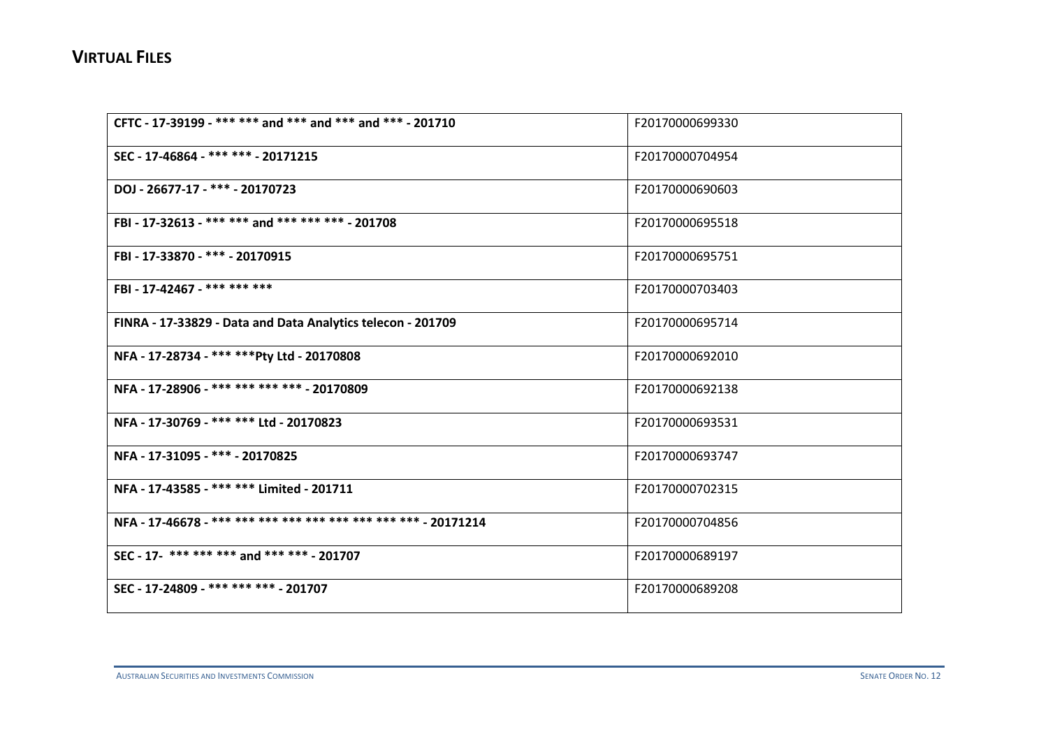## VIRTUAL FILES

| | |
|---|---|
| **CFTC - 17-39199 - *** *** and *** and *** and *** - 201710** | F20170000699330 |
| **SEC - 17-46864 - *** *** - 20171215** | F20170000704954 |
| **DOJ - 26677-17 - *** - 20170723** | F20170000690603 |
| **FBI - 17-32613 - *** *** and *** *** *** - 201708** | F20170000695518 |
| **FBI - 17-33870 - *** - 20170915** | F20170000695751 |
| **FBI - 17-42467 - *** *** *** ** | F20170000703403 |
| **FINRA - 17-33829 - Data and Data Analytics telecon - 201709** | F20170000695714 |
| **NFA - 17-28734 - *** ***Pty Ltd - 20170808** | F20170000692010 |
| **NFA - 17-28906 - *** *** *** *** - 20170809** | F20170000692138 |
| **NFA - 17-30769 - *** *** Ltd - 20170823** | F20170000693531 |
| **NFA - 17-31095 - *** - 20170825** | F20170000693747 |
| **NFA - 17-43585 - *** *** Limited - 201711** | F20170000702315 |
| **NFA - 17-46678 - *** *** *** *** *** *** *** *** *** - 20171214** | F20170000704856 |
| **SEC - 17- *** *** *** and *** *** - 201707** | F20170000689197 |
| **SEC - 17-24809 - *** *** *** - 201707** | F20170000689208 |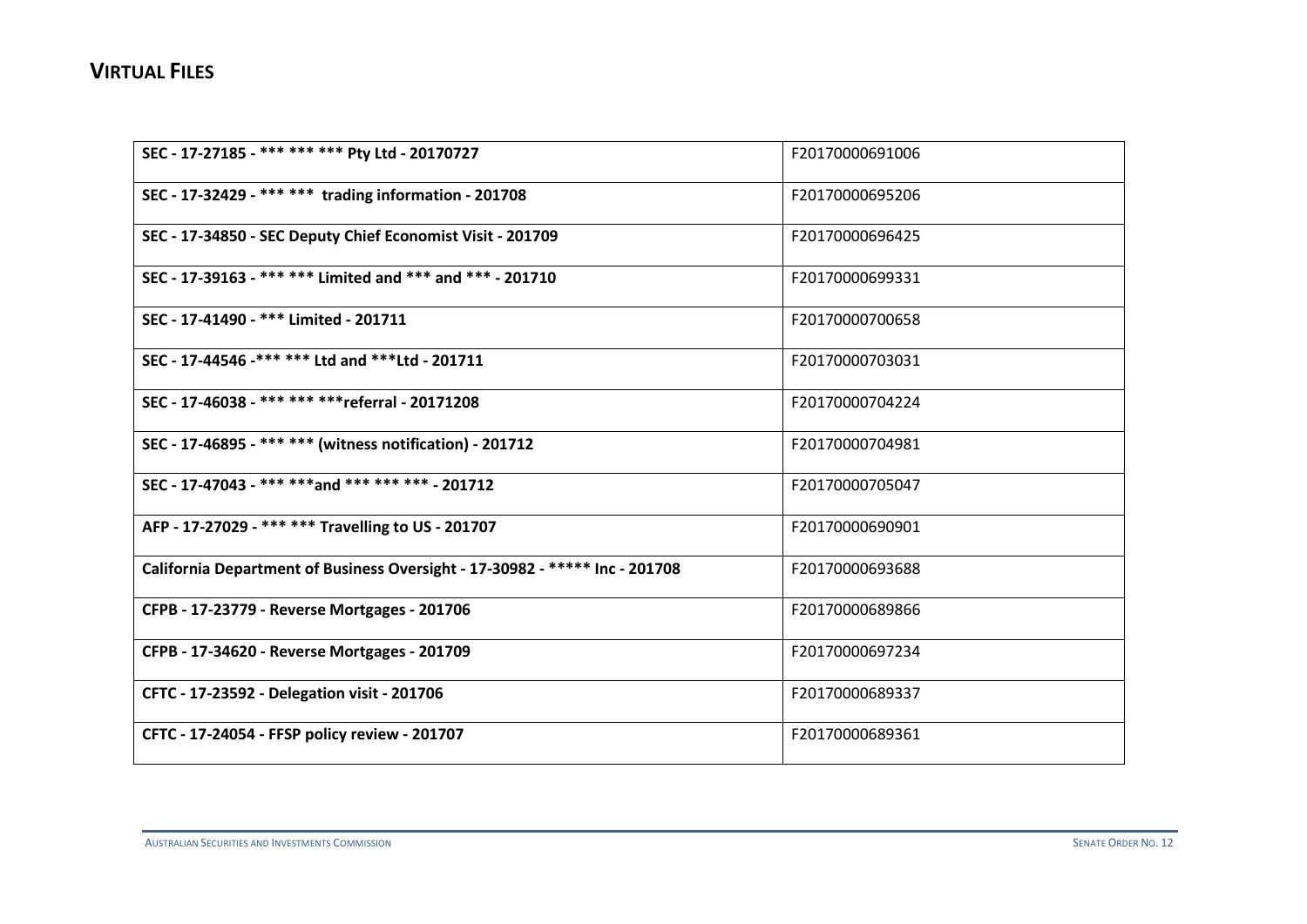## VIRTUAL FILES

| | |
|---|---|
| **SEC - 17-27185 - *** *** *** Pty Ltd - 20170727** | F20170000691006 |
| **SEC - 17-32429 - *** ***  trading information - 201708** | F20170000695206 |
| **SEC - 17-34850 - SEC Deputy Chief Economist Visit - 201709** | F20170000696425 |
| **SEC - 17-39163 - *** *** Limited and *** and *** - 201710** | F20170000699331 |
| **SEC - 17-41490 - *** Limited - 201711** | F20170000700658 |
| **SEC - 17-44546 -*** *** Ltd and ***Ltd - 201711** | F20170000703031 |
| **SEC - 17-46038 - *** *** ***referral - 20171208** | F20170000704224 |
| **SEC - 17-46895 - *** *** (witness notification) - 201712** | F20170000704981 |
| **SEC - 17-47043 - *** ***and *** *** *** - 201712** | F20170000705047 |
| **AFP - 17-27029 - *** *** Travelling to US - 201707** | F20170000690901 |
| **California Department of Business Oversight - 17-30982 - ***** Inc - 201708** | F20170000693688 |
| **CFPB - 17-23779 - Reverse Mortgages - 201706** | F20170000689866 |
| **CFPB - 17-34620 - Reverse Mortgages - 201709** | F20170000697234 |
| **CFTC - 17-23592 - Delegation visit - 201706** | F20170000689337 |
| **CFTC - 17-24054 - FFSP policy review - 201707** | F20170000689361 |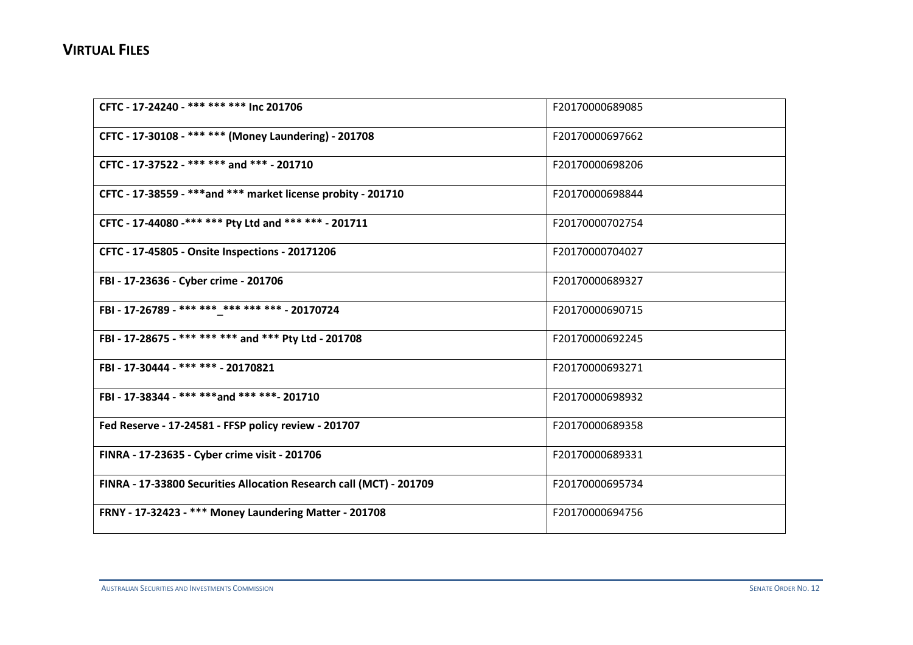## VIRTUAL FILES

| | |
|---|---|
| **CFTC - 17-24240 - *** *** *** Inc 201706** | F20170000689085 |
| **CFTC - 17-30108 - *** *** (Money Laundering) - 201708** | F20170000697662 |
| **CFTC - 17-37522 - *** *** and *** - 201710** | F20170000698206 |
| **CFTC - 17-38559 - ***and *** market license probity - 201710** | F20170000698844 |
| **CFTC - 17-44080 -*** *** Pty Ltd and *** *** - 201711** | F20170000702754 |
| **CFTC - 17-45805 - Onsite Inspections - 20171206** | F20170000704027 |
| **FBI - 17-23636 - Cyber crime - 201706** | F20170000689327 |
| **FBI - 17-26789 - *** ***_*** *** *** - 20170724** | F20170000690715 |
| **FBI - 17-28675 - *** *** *** and *** Pty Ltd - 201708** | F20170000692245 |
| **FBI - 17-30444 - *** *** - 20170821** | F20170000693271 |
| **FBI - 17-38344 - *** ***and *** ***- 201710** | F20170000698932 |
| **Fed Reserve - 17-24581 - FFSP policy review - 201707** | F20170000689358 |
| **FINRA - 17-23635 - Cyber crime visit - 201706** | F20170000689331 |
| **FINRA - 17-33800 Securities Allocation Research call (MCT) - 201709** | F20170000695734 |
| **FRNY - 17-32423 - *** Money Laundering Matter - 201708** | F20170000694756 |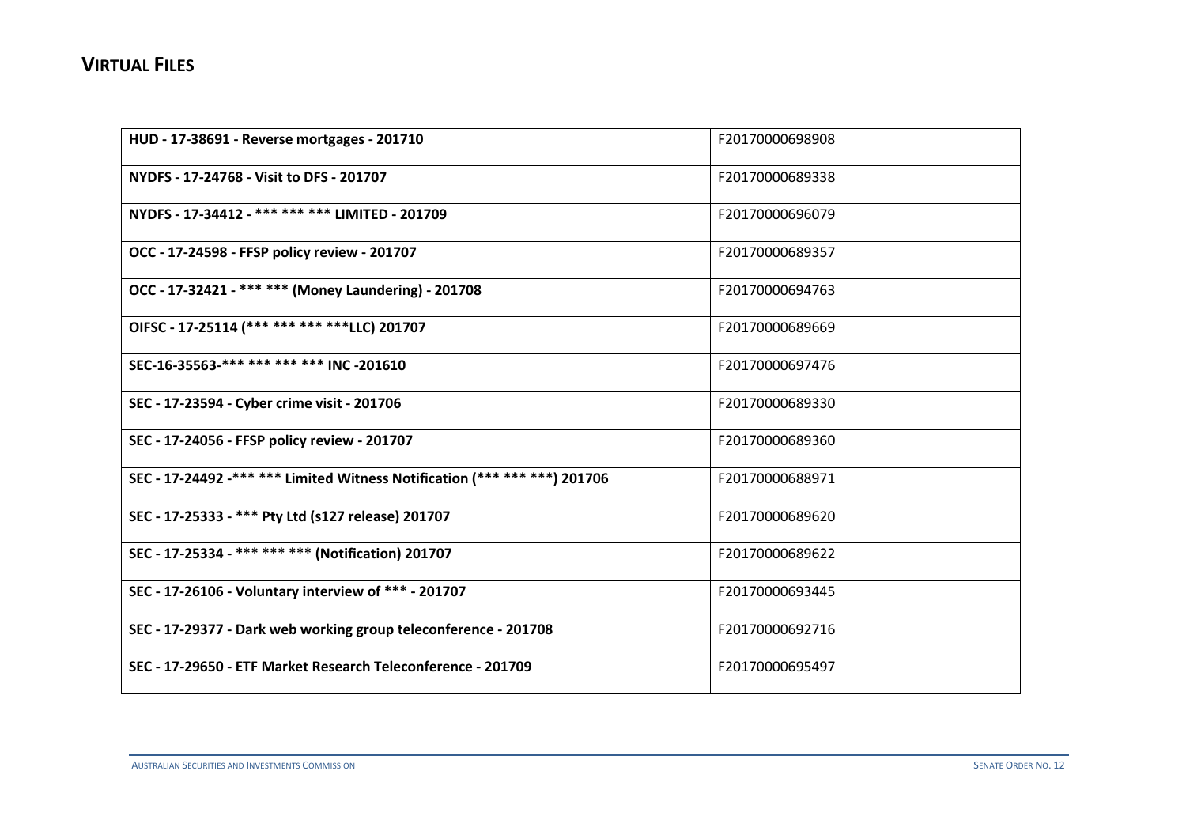## VIRTUAL FILES

| | |
|---|---|
| **HUD - 17-38691 - Reverse mortgages - 201710** | F20170000698908 |
| **NYDFS - 17-24768 - Visit to DFS - 201707** | F20170000689338 |
| **NYDFS - 17-34412 - *** *** *** LIMITED - 201709** | F20170000696079 |
| **OCC - 17-24598 - FFSP policy review - 201707** | F20170000689357 |
| **OCC - 17-32421 - *** *** (Money Laundering) - 201708** | F20170000694763 |
| **OIFSC - 17-25114 (*** *** *** ***LLC) 201707** | F20170000689669 |
| **SEC-16-35563-*** *** *** *** INC -201610** | F20170000697476 |
| **SEC - 17-23594 - Cyber crime visit - 201706** | F20170000689330 |
| **SEC - 17-24056 - FFSP policy review - 201707** | F20170000689360 |
| **SEC - 17-24492 -*** *** Limited Witness Notification (*** *** ***) 201706** | F20170000688971 |
| **SEC - 17-25333 - *** Pty Ltd (s127 release) 201707** | F20170000689620 |
| **SEC - 17-25334 - *** *** *** (Notification) 201707** | F20170000689622 |
| **SEC - 17-26106 - Voluntary interview of *** - 201707** | F20170000693445 |
| **SEC - 17-29377 - Dark web working group teleconference - 201708** | F20170000692716 |
| **SEC - 17-29650 - ETF Market Research Teleconference - 201709** | F20170000695497 |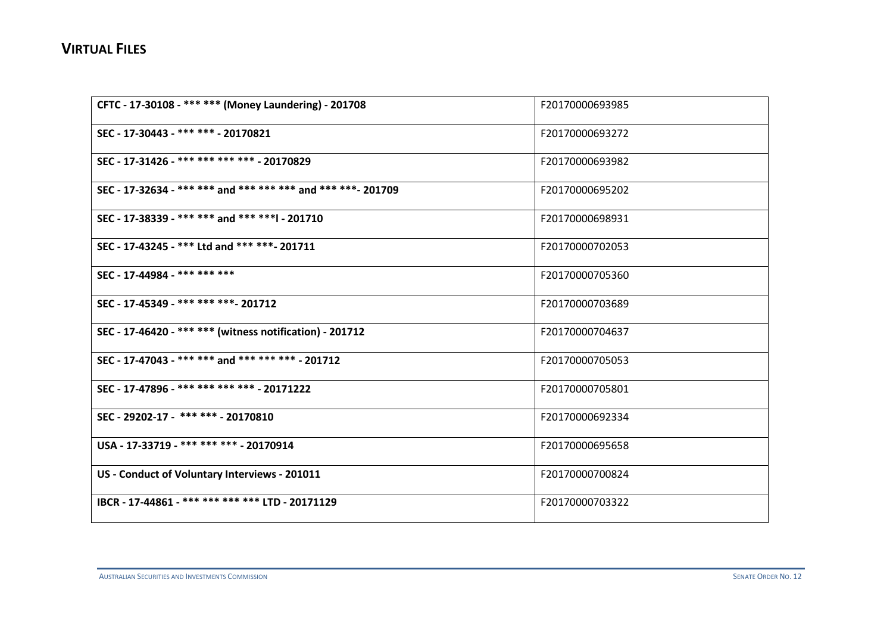## VIRTUAL FILES

| | |
|---|---|
| **CFTC - 17-30108 - *** *** (Money Laundering) - 201708** | F20170000693985 |
| **SEC - 17-30443 - *** *** - 20170821** | F20170000693272 |
| **SEC - 17-31426 - *** *** *** *** - 20170829** | F20170000693982 |
| **SEC - 17-32634 - *** *** and *** *** *** and *** ***- 201709** | F20170000695202 |
| **SEC - 17-38339 - *** *** and *** ***l - 201710** | F20170000698931 |
| **SEC - 17-43245 - *** Ltd and *** ***- 201711** | F20170000702053 |
| **SEC - 17-44984 - *** *** *** ** | F20170000705360 |
| **SEC - 17-45349 - *** *** ***- 201712** | F20170000703689 |
| **SEC - 17-46420 - *** *** (witness notification) - 201712** | F20170000704637 |
| **SEC - 17-47043 - *** *** and *** *** *** - 201712** | F20170000705053 |
| **SEC - 17-47896 - *** *** *** *** - 20171222** | F20170000705801 |
| **SEC - 29202-17 - *** *** - 20170810** | F20170000692334 |
| **USA - 17-33719 - *** *** *** - 20170914** | F20170000695658 |
| **US - Conduct of Voluntary Interviews - 201011** | F20170000700824 |
| **IBCR - 17-44861 - *** *** *** *** LTD - 20171129** | F20170000703322 |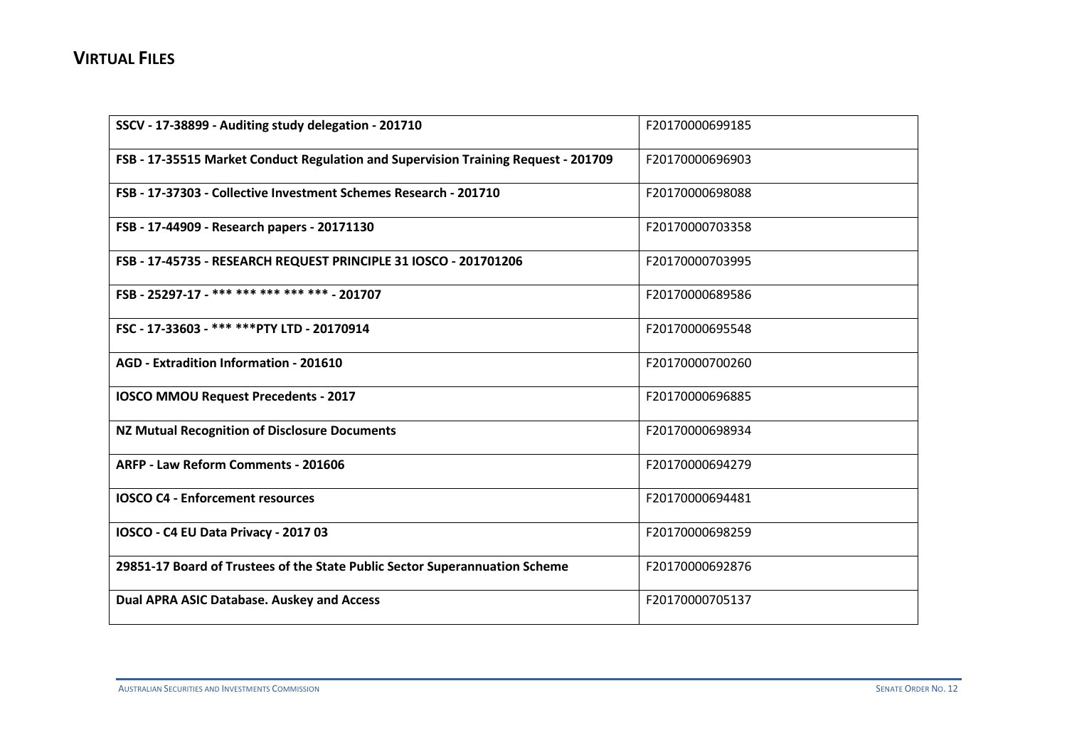## VIRTUAL FILES

| | |
|---|---|
| **SSCV - 17-38899 - Auditing study delegation - 201710** | F20170000699185 |
| **FSB - 17-35515 Market Conduct Regulation and Supervision Training Request - 201709** | F20170000696903 |
| **FSB - 17-37303 - Collective Investment Schemes Research - 201710** | F20170000698088 |
| **FSB - 17-44909 - Research papers - 20171130** | F20170000703358 |
| **FSB - 17-45735 - RESEARCH REQUEST PRINCIPLE 31 IOSCO - 201701206** | F20170000703995 |
| **FSB - 25297-17 - *** *** *** *** *** - 201707** | F20170000689586 |
| **FSC - 17-33603 - *** ***PTY LTD - 20170914** | F20170000695548 |
| **AGD - Extradition Information - 201610** | F20170000700260 |
| **IOSCO MMOU Request Precedents - 2017** | F20170000696885 |
| **NZ Mutual Recognition of Disclosure Documents** | F20170000698934 |
| **ARFP - Law Reform Comments - 201606** | F20170000694279 |
| **IOSCO C4 - Enforcement resources** | F20170000694481 |
| **IOSCO - C4 EU Data Privacy - 2017 03** | F20170000698259 |
| **29851-17 Board of Trustees of the State Public Sector Superannuation Scheme** | F20170000692876 |
| **Dual APRA ASIC Database. Auskey and Access** | F20170000705137 |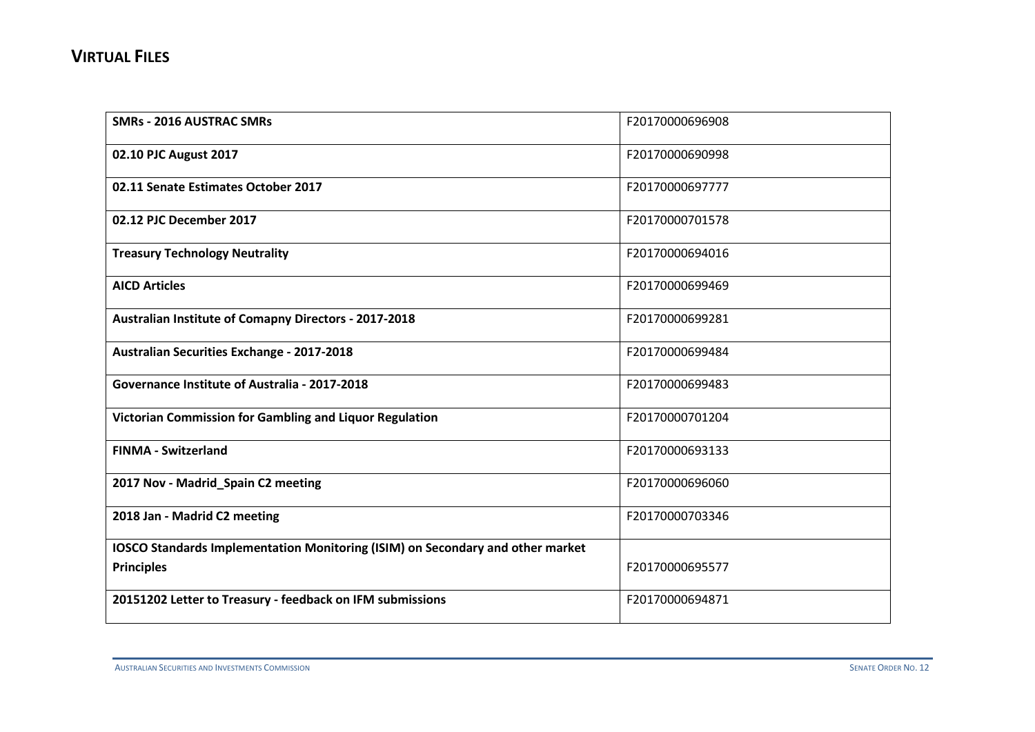## VIRTUAL FILES

| | |
|---|---|
| **SMRs - 2016 AUSTRAC SMRs** | F20170000696908 |
| **02.10 PJC August 2017** | F20170000690998 |
| **02.11 Senate Estimates October 2017** | F20170000697777 |
| **02.12 PJC December 2017** | F20170000701578 |
| **Treasury Technology Neutrality** | F20170000694016 |
| **AICD Articles** | F20170000699469 |
| **Australian Institute of Comapny Directors - 2017-2018** | F20170000699281 |
| **Australian Securities Exchange - 2017-2018** | F20170000699484 |
| **Governance Institute of Australia - 2017-2018** | F20170000699483 |
| **Victorian Commission for Gambling and Liquor Regulation** | F20170000701204 |
| **FINMA - Switzerland** | F20170000693133 |
| **2017 Nov - Madrid_Spain C2 meeting** | F20170000696060 |
| **2018 Jan - Madrid C2 meeting** | F20170000703346 |
| **IOSCO Standards Implementation Monitoring (ISIM) on Secondary and other market Principles** | F20170000695577 |
| **20151202 Letter to Treasury - feedback on IFM submissions** | F20170000694871 |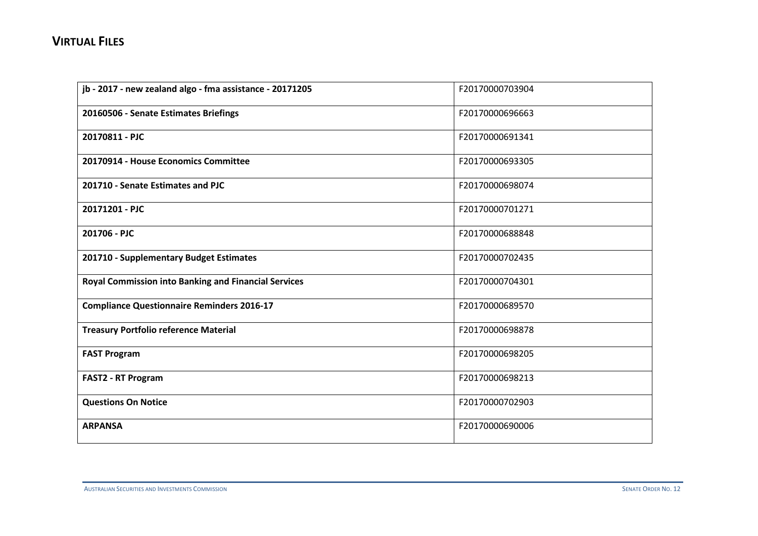## VIRTUAL FILES

| | |
|---|---|
| **jb - 2017 - new zealand algo - fma assistance - 20171205** | F20170000703904 |
| **20160506 - Senate Estimates Briefings** | F20170000696663 |
| **20170811 - PJC** | F20170000691341 |
| **20170914 - House Economics Committee** | F20170000693305 |
| **201710 - Senate Estimates and PJC** | F20170000698074 |
| **20171201 - PJC** | F20170000701271 |
| **201706 - PJC** | F20170000688848 |
| **201710 - Supplementary Budget Estimates** | F20170000702435 |
| **Royal Commission into Banking and Financial Services** | F20170000704301 |
| **Compliance Questionnaire Reminders 2016-17** | F20170000689570 |
| **Treasury Portfolio reference Material** | F20170000698878 |
| **FAST Program** | F20170000698205 |
| **FAST2 - RT Program** | F20170000698213 |
| **Questions On Notice** | F20170000702903 |
| **ARPANSA** | F20170000690006 |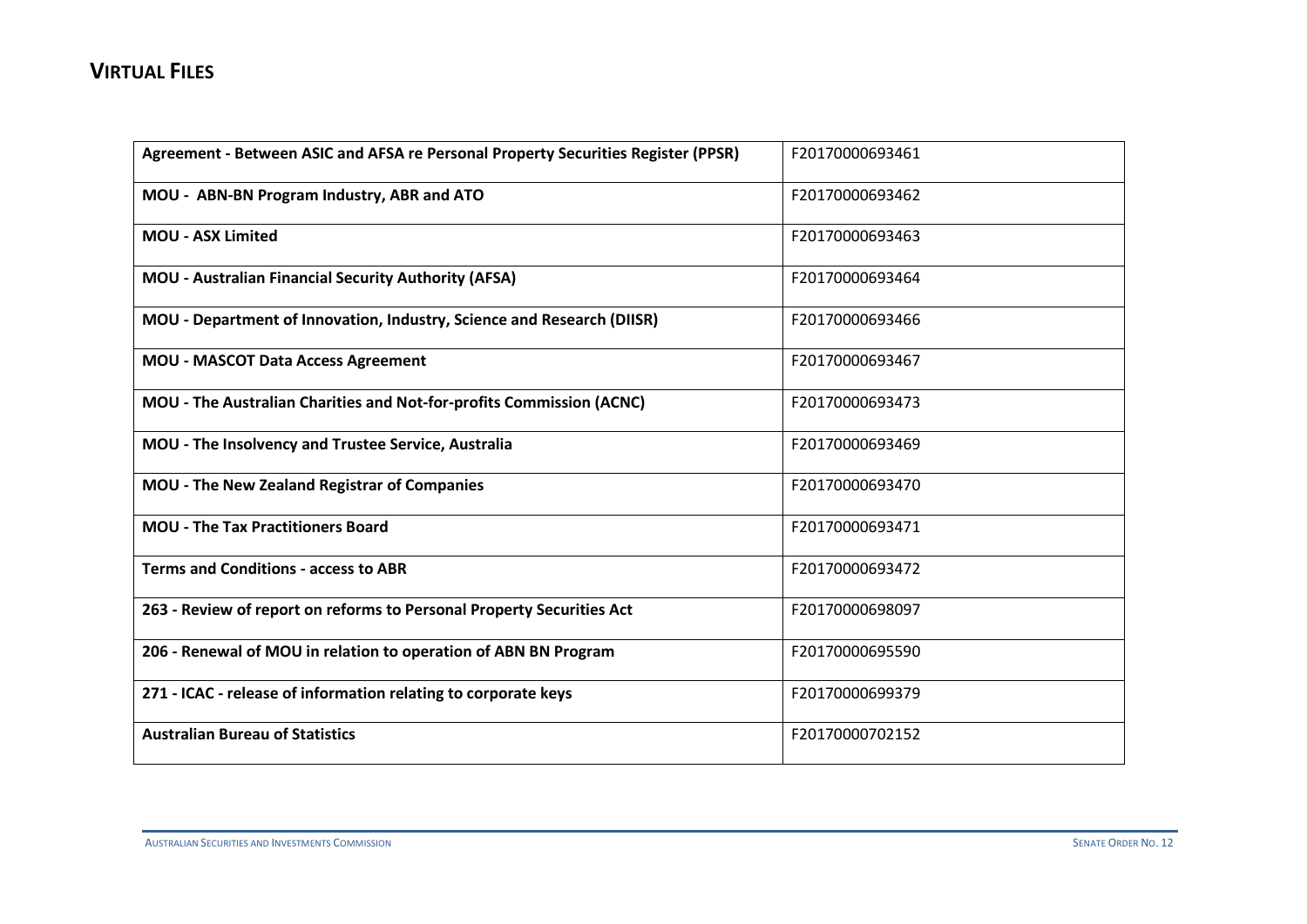## VIRTUAL FILES

| | |
|---|---|
| **Agreement - Between ASIC and AFSA re Personal Property Securities Register (PPSR)** | F20170000693461 |
| **MOU - ABN-BN Program Industry, ABR and ATO** | F20170000693462 |
| **MOU - ASX Limited** | F20170000693463 |
| **MOU - Australian Financial Security Authority (AFSA)** | F20170000693464 |
| **MOU - Department of Innovation, Industry, Science and Research (DIISR)** | F20170000693466 |
| **MOU - MASCOT Data Access Agreement** | F20170000693467 |
| **MOU - The Australian Charities and Not-for-profits Commission (ACNC)** | F20170000693473 |
| **MOU - The Insolvency and Trustee Service, Australia** | F20170000693469 |
| **MOU - The New Zealand Registrar of Companies** | F20170000693470 |
| **MOU - The Tax Practitioners Board** | F20170000693471 |
| **Terms and Conditions - access to ABR** | F20170000693472 |
| **263 - Review of report on reforms to Personal Property Securities Act** | F20170000698097 |
| **206 - Renewal of MOU in relation to operation of ABN BN Program** | F20170000695590 |
| **271 - ICAC - release of information relating to corporate keys** | F20170000699379 |
| **Australian Bureau of Statistics** | F20170000702152 |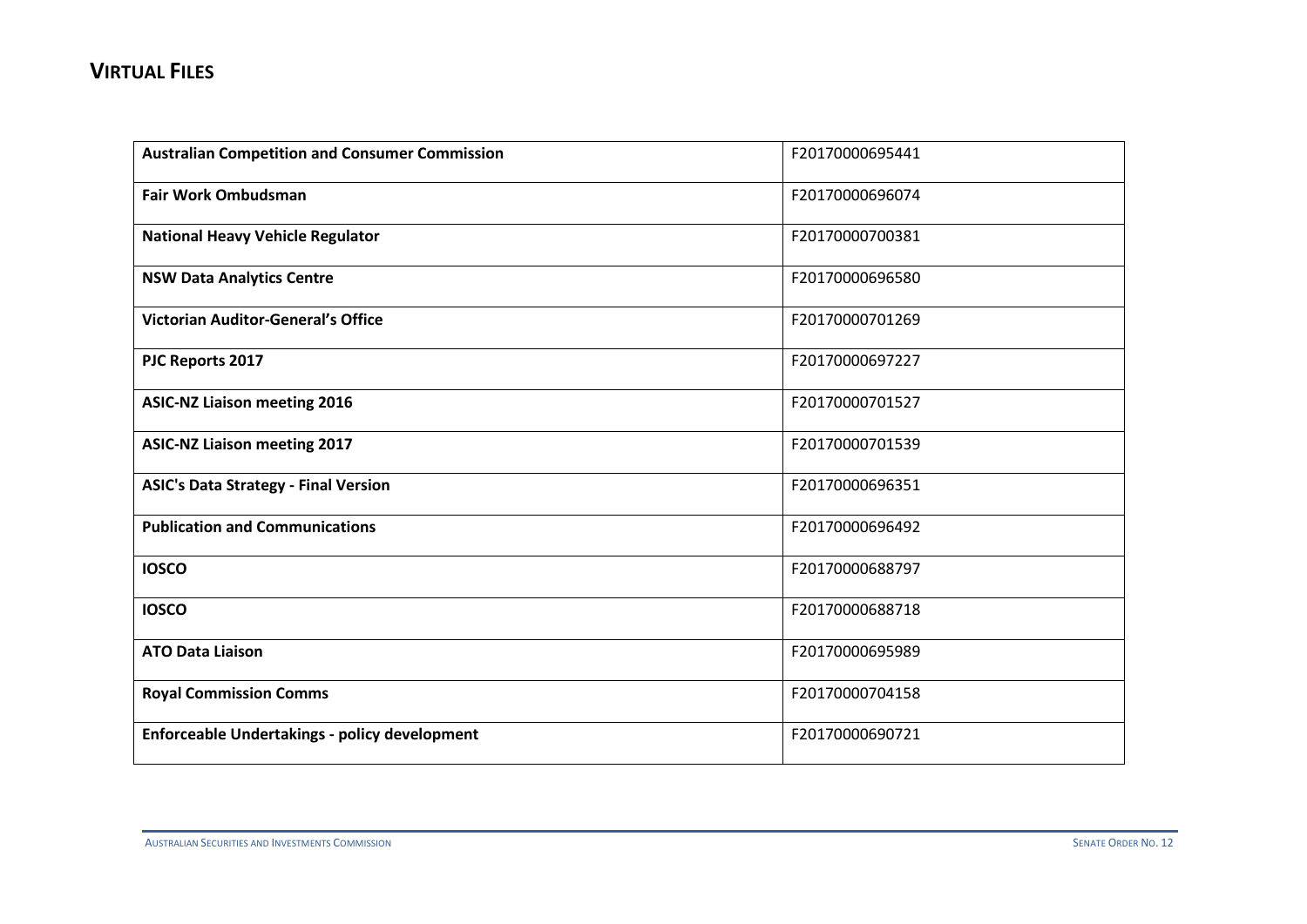## VIRTUAL FILES

| | |
|---|---|
| **Australian Competition and Consumer Commission** | F20170000695441 |
| **Fair Work Ombudsman** | F20170000696074 |
| **National Heavy Vehicle Regulator** | F20170000700381 |
| **NSW Data Analytics Centre** | F20170000696580 |
| **Victorian Auditor-General's Office** | F20170000701269 |
| **PJC Reports 2017** | F20170000697227 |
| **ASIC-NZ Liaison meeting 2016** | F20170000701527 |
| **ASIC-NZ Liaison meeting 2017** | F20170000701539 |
| **ASIC's Data Strategy - Final Version** | F20170000696351 |
| **Publication and Communications** | F20170000696492 |
| **IOSCO** | F20170000688797 |
| **IOSCO** | F20170000688718 |
| **ATO Data Liaison** | F20170000695989 |
| **Royal Commission Comms** | F20170000704158 |
| **Enforceable Undertakings - policy development** | F20170000690721 |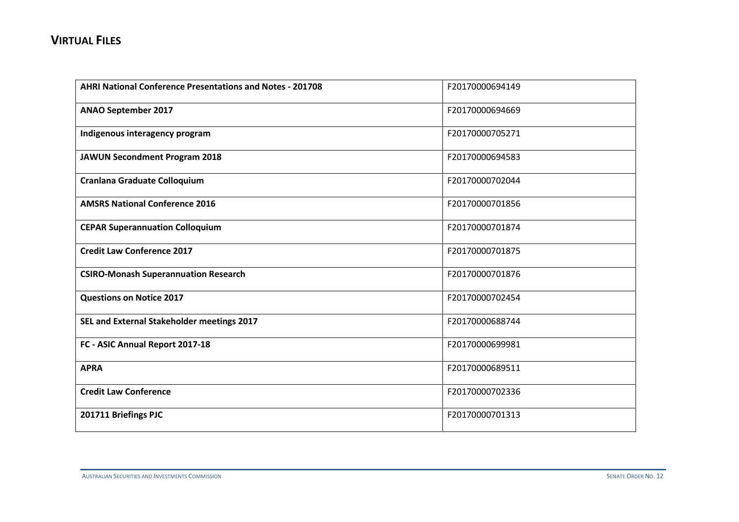## VIRTUAL FILES

| | |
|---|---|
| **AHRI National Conference Presentations and Notes - 201708** | F20170000694149 |
| **ANAO September 2017** | F20170000694669 |
| **Indigenous interagency program** | F20170000705271 |
| **JAWUN Secondment Program 2018** | F20170000694583 |
| **Cranlana Graduate Colloquium** | F20170000702044 |
| **AMSRS National Conference 2016** | F20170000701856 |
| **CEPAR Superannuation Colloquium** | F20170000701874 |
| **Credit Law Conference 2017** | F20170000701875 |
| **CSIRO-Monash Superannuation Research** | F20170000701876 |
| **Questions on Notice 2017** | F20170000702454 |
| **SEL and External Stakeholder meetings 2017** | F20170000688744 |
| **FC - ASIC Annual Report 2017-18** | F20170000699981 |
| **APRA** | F20170000689511 |
| **Credit Law Conference** | F20170000702336 |
| **201711 Briefings PJC** | F20170000701313 |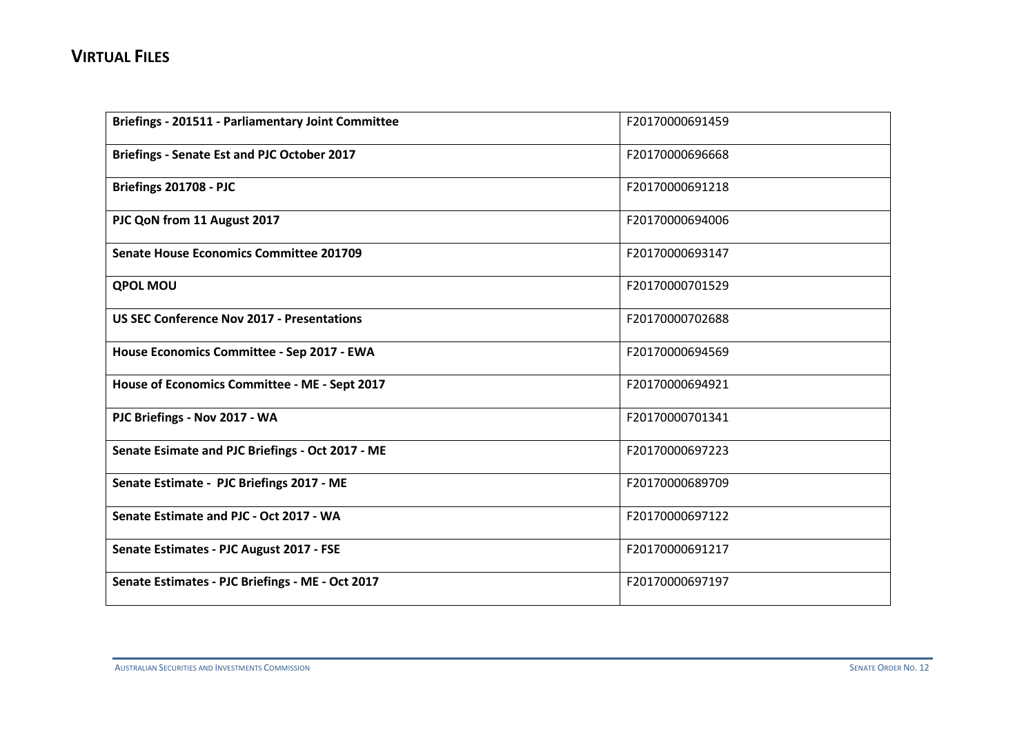## VIRTUAL FILES

| | |
|---|---|
| **Briefings - 201511 - Parliamentary Joint Committee** | F20170000691459 |
| **Briefings - Senate Est and PJC October 2017** | F20170000696668 |
| **Briefings 201708 - PJC** | F20170000691218 |
| **PJC QoN from 11 August 2017** | F20170000694006 |
| **Senate House Economics Committee 201709** | F20170000693147 |
| **QPOL MOU** | F20170000701529 |
| **US SEC Conference Nov 2017 - Presentations** | F20170000702688 |
| **House Economics Committee - Sep 2017 - EWA** | F20170000694569 |
| **House of Economics Committee - ME - Sept 2017** | F20170000694921 |
| **PJC Briefings - Nov 2017 - WA** | F20170000701341 |
| **Senate Esimate and PJC Briefings - Oct 2017 - ME** | F20170000697223 |
| **Senate Estimate - PJC Briefings 2017 - ME** | F20170000689709 |
| **Senate Estimate and PJC - Oct 2017 - WA** | F20170000697122 |
| **Senate Estimates - PJC August 2017 - FSE** | F20170000691217 |
| **Senate Estimates - PJC Briefings - ME - Oct 2017** | F20170000697197 |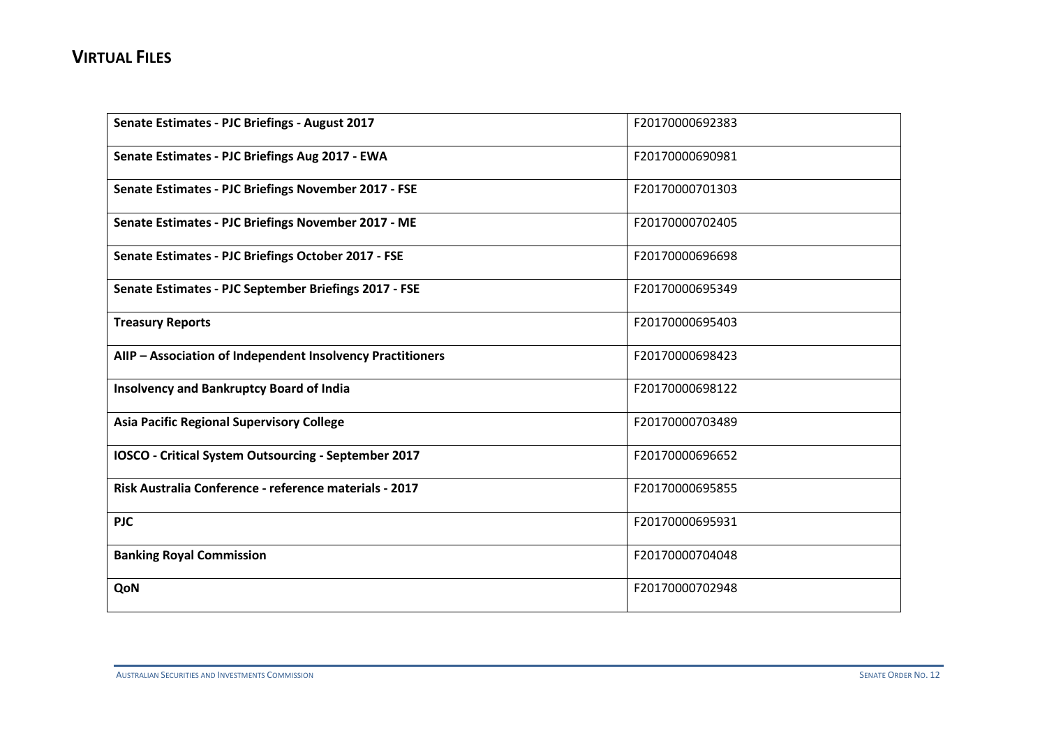## VIRTUAL FILES

| **Senate Estimates - PJC Briefings - August 2017** | F20170000692383 |
|---|---|
| **Senate Estimates - PJC Briefings Aug 2017 - EWA** | F20170000690981 |
| **Senate Estimates - PJC Briefings November 2017 - FSE** | F20170000701303 |
| **Senate Estimates - PJC Briefings November 2017 - ME** | F20170000702405 |
| **Senate Estimates - PJC Briefings October 2017 - FSE** | F20170000696698 |
| **Senate Estimates - PJC September Briefings 2017 - FSE** | F20170000695349 |
| **Treasury Reports** | F20170000695403 |
| **AIIP – Association of Independent Insolvency Practitioners** | F20170000698423 |
| **Insolvency and Bankruptcy Board of India** | F20170000698122 |
| **Asia Pacific Regional Supervisory College** | F20170000703489 |
| **IOSCO - Critical System Outsourcing - September 2017** | F20170000696652 |
| **Risk Australia Conference - reference materials - 2017** | F20170000695855 |
| **PJC** | F20170000695931 |
| **Banking Royal Commission** | F20170000704048 |
| **QoN** | F20170000702948 |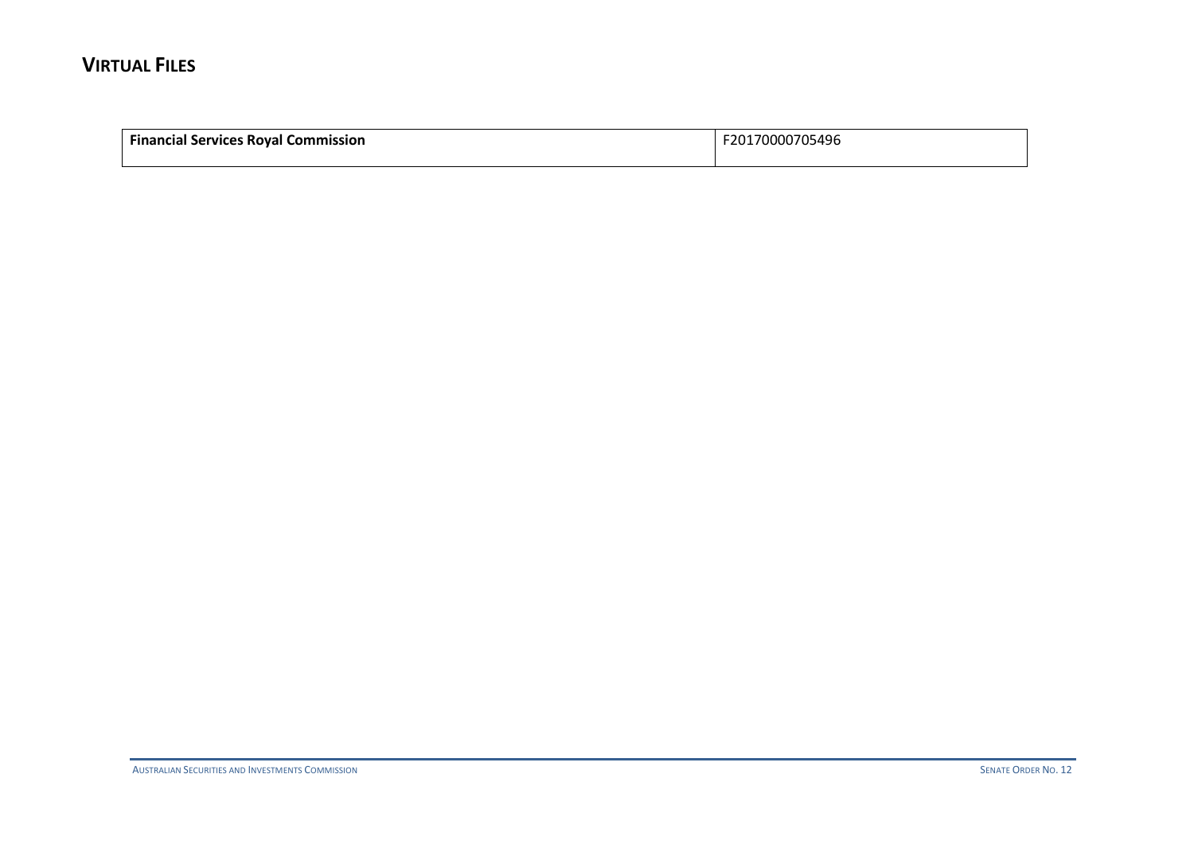## VIRTUAL FILES

| | |
|---|---|
| **Financial Services Royal Commission** | F20170000705496 |